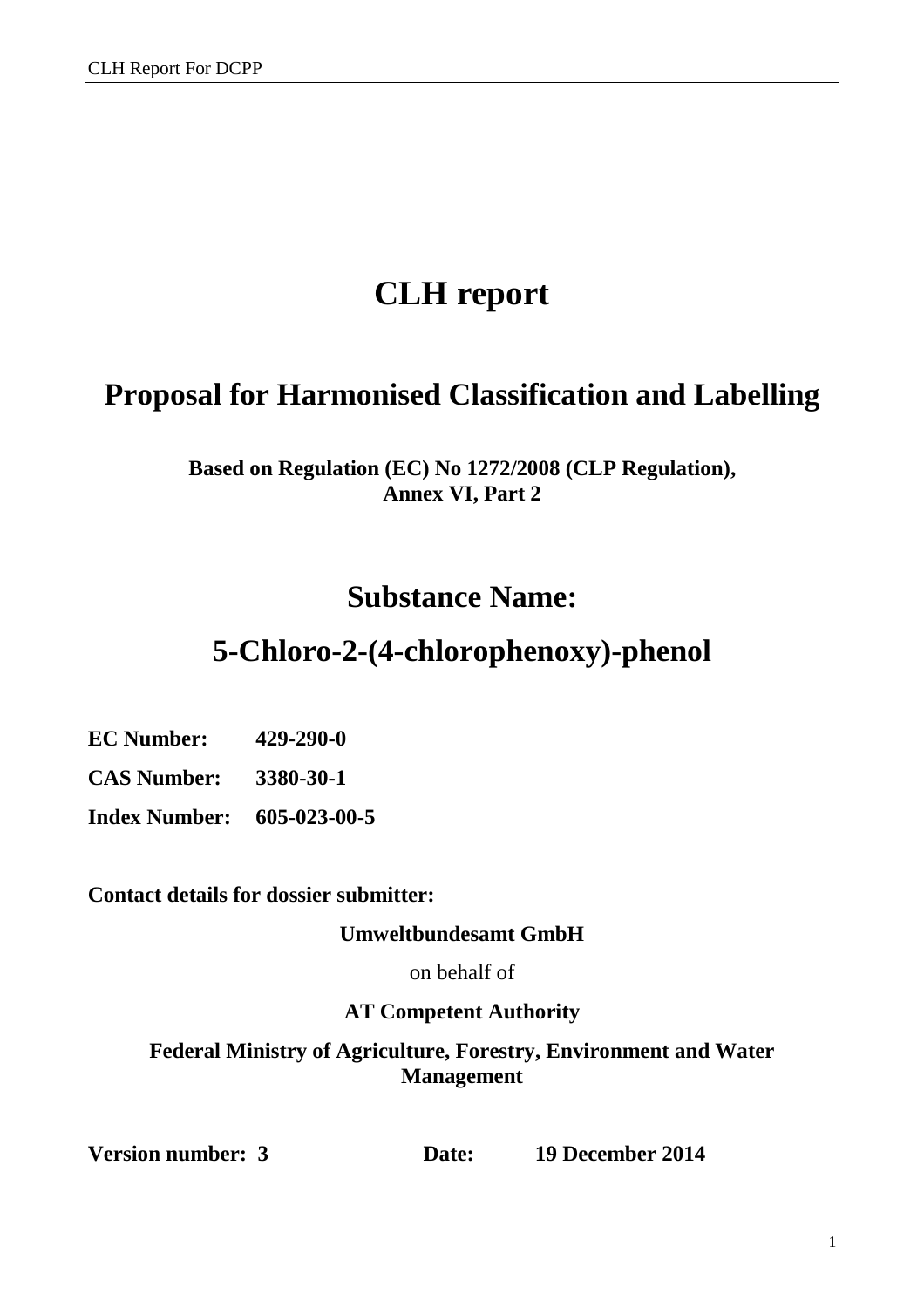# CLH report

## Proposal for Harmonised Classification and Labelling

**Based on Regulation (EC) No 1272/2008 (CLP Regulation), Annex VI, Part 2**

## Substance Name:

## 5-Chloro-2-(4-chlorophenoxy)-phenol

**EC Number:** **429-290-0**

**CAS Number:** **3380-30-1**

**Index Number:** **605-023-00-5**

**Contact details for dossier submitter:**

**Umweltbundesamt GmbH**

on behalf of

**AT Competent Authority**

**Federal Ministry of Agriculture, Forestry, Environment and Water Management**

**Version number: 3** **Date:** **19 December 2014**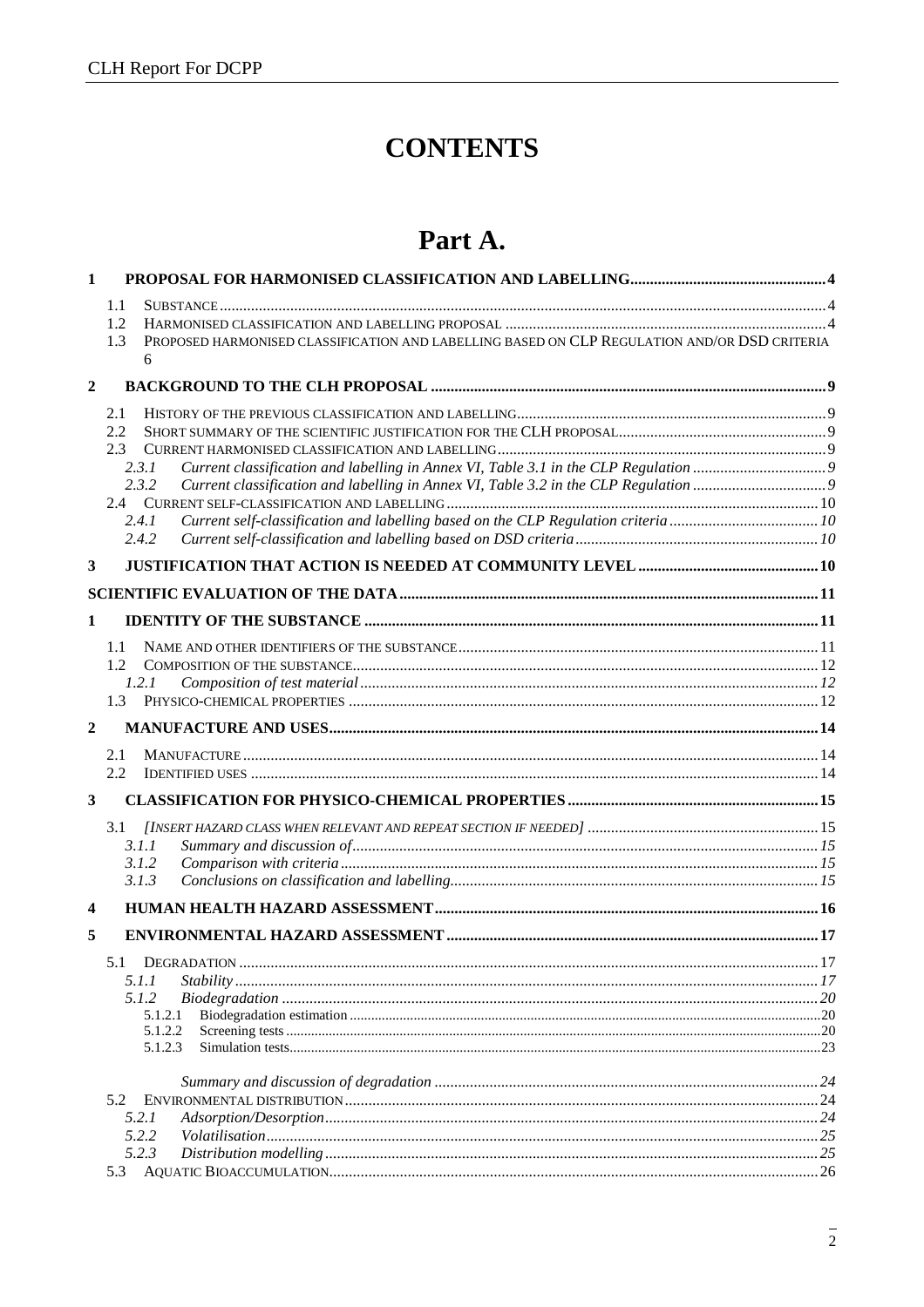# CONTENTS

# Part A.

1 PROPOSAL FOR HARMONISED CLASSIFICATION AND LABELLING .......... 4

- 1.1 SUBSTANCE .......... 4
- 1.2 HARMONISED CLASSIFICATION AND LABELLING PROPOSAL .......... 4
- 1.3 PROPOSED HARMONISED CLASSIFICATION AND LABELLING BASED ON CLP REGULATION AND/OR DSD CRITERIA .......... 6

2 BACKGROUND TO THE CLH PROPOSAL .......... 9

- 2.1 HISTORY OF THE PREVIOUS CLASSIFICATION AND LABELLING .......... 9
- 2.2 SHORT SUMMARY OF THE SCIENTIFIC JUSTIFICATION FOR THE CLH PROPOSAL .......... 9
- 2.3 CURRENT HARMONISED CLASSIFICATION AND LABELLING .......... 9
  - *2.3.1 Current classification and labelling in Annex VI, Table 3.1 in the CLP Regulation .......... 9*
  - *2.3.2 Current classification and labelling in Annex VI, Table 3.2 in the CLP Regulation .......... 9*
- 2.4 CURRENT SELF-CLASSIFICATION AND LABELLING .......... 10
  - *2.4.1 Current self-classification and labelling based on the CLP Regulation criteria .......... 10*
  - *2.4.2 Current self-classification and labelling based on DSD criteria .......... 10*

3 JUSTIFICATION THAT ACTION IS NEEDED AT COMMUNITY LEVEL .......... 10

SCIENTIFIC EVALUATION OF THE DATA .......... 11

1 IDENTITY OF THE SUBSTANCE .......... 11

- 1.1 NAME AND OTHER IDENTIFIERS OF THE SUBSTANCE .......... 11
- 1.2 COMPOSITION OF THE SUBSTANCE .......... 12
  - *1.2.1 Composition of test material .......... 12*
- 1.3 PHYSICO-CHEMICAL PROPERTIES .......... 12

2 MANUFACTURE AND USES .......... 14

- 2.1 MANUFACTURE .......... 14
- 2.2 IDENTIFIED USES .......... 14

3 CLASSIFICATION FOR PHYSICO-CHEMICAL PROPERTIES .......... 15

- 3.1 *[INSERT HAZARD CLASS WHEN RELEVANT AND REPEAT SECTION IF NEEDED]* .......... 15
  - *3.1.1 Summary and discussion of .......... 15*
  - *3.1.2 Comparison with criteria .......... 15*
  - *3.1.3 Conclusions on classification and labelling .......... 15*

4 HUMAN HEALTH HAZARD ASSESSMENT .......... 16

5 ENVIRONMENTAL HAZARD ASSESSMENT .......... 17

- 5.1 DEGRADATION .......... 17
  - *5.1.1 Stability .......... 17*
  - *5.1.2 Biodegradation .......... 20*
    - 5.1.2.1 Biodegradation estimation .......... 20
    - 5.1.2.2 Screening tests .......... 20
    - 5.1.2.3 Simulation tests .......... 23
  - *Summary and discussion of degradation .......... 24*
- 5.2 ENVIRONMENTAL DISTRIBUTION .......... 24
  - *5.2.1 Adsorption/Desorption .......... 24*
  - *5.2.2 Volatilisation .......... 25*
  - *5.2.3 Distribution modelling .......... 25*
- 5.3 AQUATIC BIOACCUMULATION .......... 26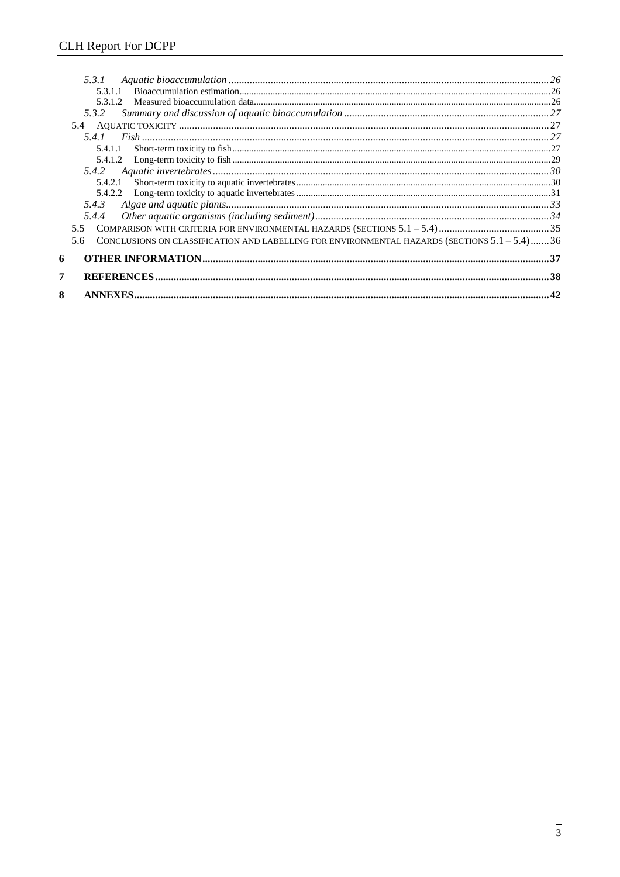5.3.1 *Aquatic bioaccumulation* ......................................................................................................................... 26
5.3.1.1 Bioaccumulation estimation ............................................................................................................................. 26
5.3.1.2 Measured bioaccumulation data ....................................................................................................................... 26
5.3.2 *Summary and discussion of aquatic bioaccumulation* ............................................................................. 27
5.4 AQUATIC TOXICITY ............................................................................................................................................ 27
5.4.1 *Fish* ........................................................................................................................................................... 27
5.4.1.1 Short-term toxicity to fish ................................................................................................................................. 27
5.4.1.2 Long-term toxicity to fish ................................................................................................................................. 29
5.4.2 *Aquatic invertebrates* .............................................................................................................................. 30
5.4.2.1 Short-term toxicity to aquatic invertebrates ...................................................................................................... 30
5.4.2.2 Long-term toxicity to aquatic invertebrates ...................................................................................................... 31
5.4.3 *Algae and aquatic plants* .......................................................................................................................... 33
5.4.4 *Other aquatic organisms (including sediment)* ......................................................................................... 34
5.5 COMPARISON WITH CRITERIA FOR ENVIRONMENTAL HAZARDS (SECTIONS 5.1 – 5.4) ......................................... 35
5.6 CONCLUSIONS ON CLASSIFICATION AND LABELLING FOR ENVIRONMENTAL HAZARDS (SECTIONS 5.1 – 5.4) ....... 36

**6 OTHER INFORMATION** .................................................................................................................................. 37

**7 REFERENCES** ................................................................................................................................................... 38

**8 ANNEXES** ......................................................................................................................................................... 42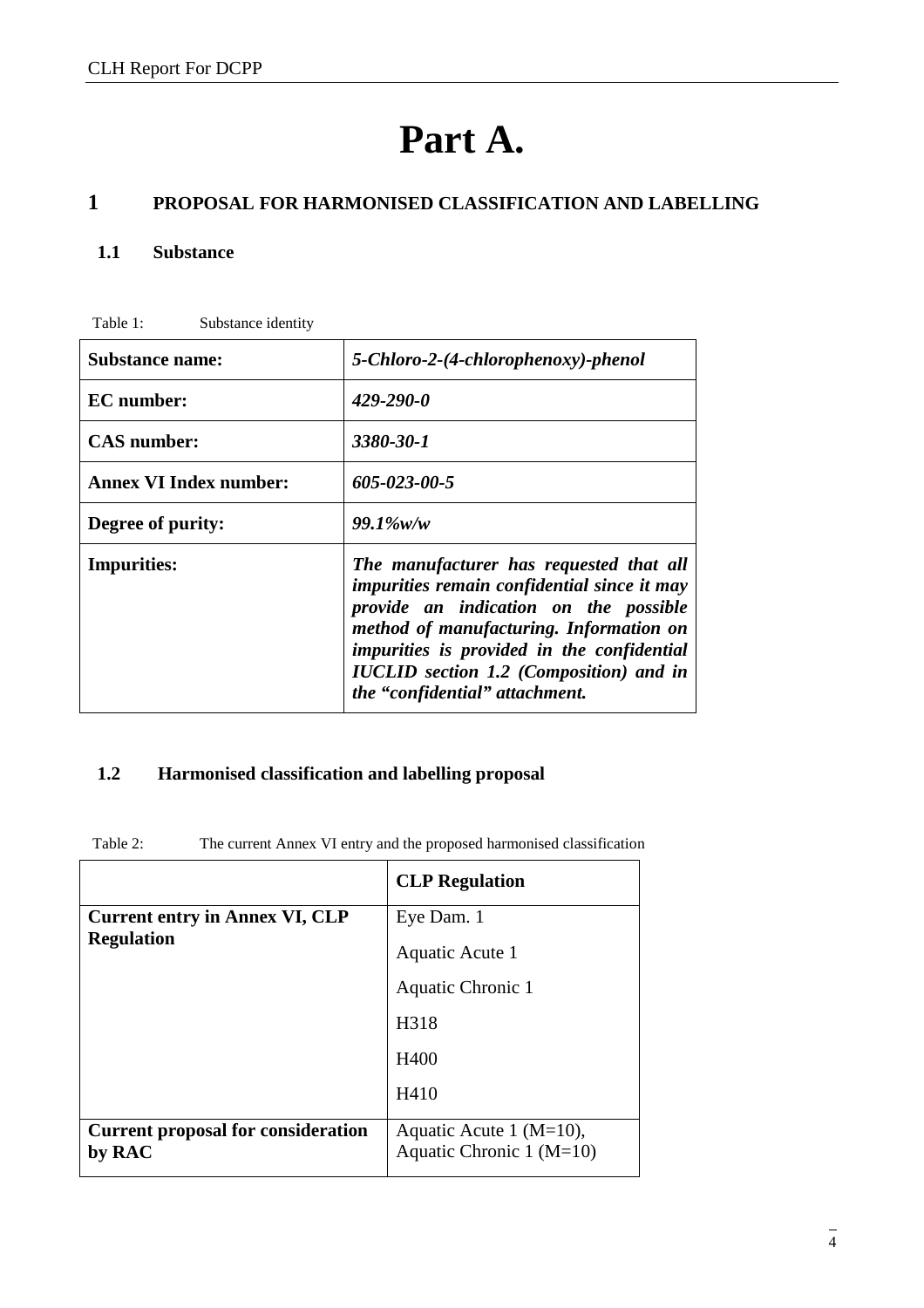# Part A.

## 1 PROPOSAL FOR HARMONISED CLASSIFICATION AND LABELLING

### 1.1 Substance

Table 1: Substance identity

| **Substance name:** | ***5-Chloro-2-(4-chlorophenoxy)-phenol*** |
|---|---|
| **EC number:** | ***429-290-0*** |
| **CAS number:** | ***3380-30-1*** |
| **Annex VI Index number:** | ***605-023-00-5*** |
| **Degree of purity:** | ***99.1%w/w*** |
| **Impurities:** | ***The manufacturer has requested that all impurities remain confidential since it may provide an indication on the possible method of manufacturing. Information on impurities is provided in the confidential IUCLID section 1.2 (Composition) and in the "confidential" attachment.*** |

### 1.2 Harmonised classification and labelling proposal

Table 2: The current Annex VI entry and the proposed harmonised classification

| | **CLP Regulation** |
|---|---|
| **Current entry in Annex VI, CLP Regulation** | Eye Dam. 1<br>Aquatic Acute 1<br>Aquatic Chronic 1<br>H318<br>H400<br>H410 |
| **Current proposal for consideration by RAC** | Aquatic Acute 1 (M=10),<br>Aquatic Chronic 1 (M=10) |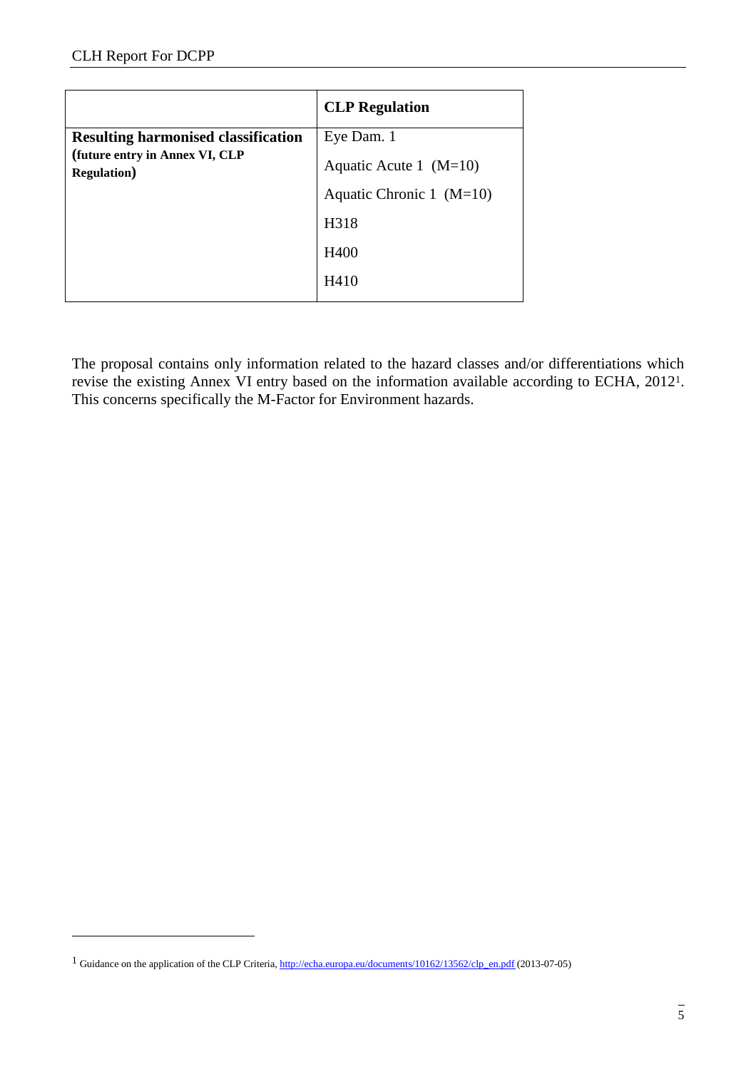| | **CLP Regulation** |
|---|---|
| **Resulting harmonised classification (future entry in Annex VI, CLP Regulation)** | Eye Dam. 1<br>Aquatic Acute 1 (M=10)<br>Aquatic Chronic 1 (M=10)<br>H318<br>H400<br>H410 |

The proposal contains only information related to the hazard classes and/or differentiations which revise the existing Annex VI entry based on the information available according to ECHA, 2012[1]. This concerns specifically the M-Factor for Environment hazards.

[1] Guidance on the application of the CLP Criteria, http://echa.europa.eu/documents/10162/13562/clp_en.pdf (2013-07-05)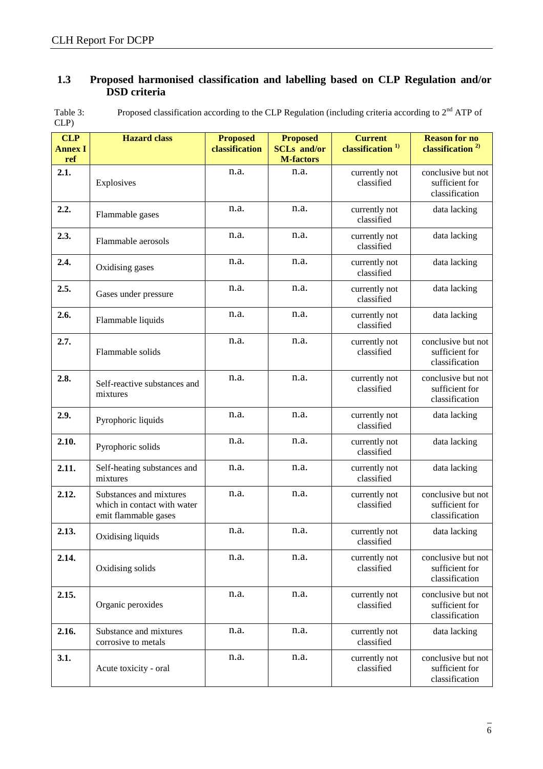## 1.3 Proposed harmonised classification and labelling based on CLP Regulation and/or DSD criteria

Table 3: Proposed classification according to the CLP Regulation (including criteria according to 2nd ATP of CLP)

| CLP Annex I ref | Hazard class | Proposed classification | Proposed SCLs and/or M-factors | Current classification [1)] | Reason for no classification [2)] |
|---|---|---|---|---|---|
| 2.1. | Explosives | n.a. | n.a. | currently not classified | conclusive but not sufficient for classification |
| 2.2. | Flammable gases | n.a. | n.a. | currently not classified | data lacking |
| 2.3. | Flammable aerosols | n.a. | n.a. | currently not classified | data lacking |
| 2.4. | Oxidising gases | n.a. | n.a. | currently not classified | data lacking |
| 2.5. | Gases under pressure | n.a. | n.a. | currently not classified | data lacking |
| 2.6. | Flammable liquids | n.a. | n.a. | currently not classified | data lacking |
| 2.7. | Flammable solids | n.a. | n.a. | currently not classified | conclusive but not sufficient for classification |
| 2.8. | Self-reactive substances and mixtures | n.a. | n.a. | currently not classified | conclusive but not sufficient for classification |
| 2.9. | Pyrophoric liquids | n.a. | n.a. | currently not classified | data lacking |
| 2.10. | Pyrophoric solids | n.a. | n.a. | currently not classified | data lacking |
| 2.11. | Self-heating substances and mixtures | n.a. | n.a. | currently not classified | data lacking |
| 2.12. | Substances and mixtures which in contact with water emit flammable gases | n.a. | n.a. | currently not classified | conclusive but not sufficient for classification |
| 2.13. | Oxidising liquids | n.a. | n.a. | currently not classified | data lacking |
| 2.14. | Oxidising solids | n.a. | n.a. | currently not classified | conclusive but not sufficient for classification |
| 2.15. | Organic peroxides | n.a. | n.a. | currently not classified | conclusive but not sufficient for classification |
| 2.16. | Substance and mixtures corrosive to metals | n.a. | n.a. | currently not classified | data lacking |
| 3.1. | Acute toxicity - oral | n.a. | n.a. | currently not classified | conclusive but not sufficient for classification |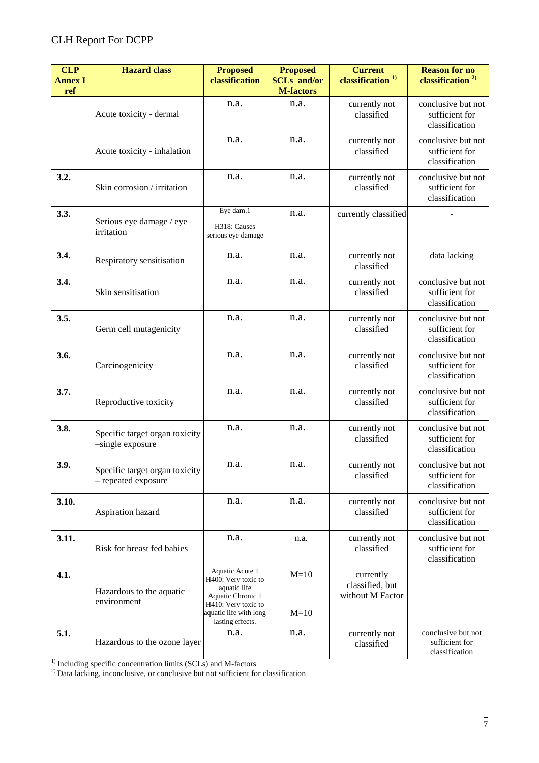| CLP Annex I ref | Hazard class | Proposed classification | Proposed SCLs and/or M-factors | Current classification [1] | Reason for no classification [2] |
|---|---|---|---|---|---|
| | Acute toxicity - dermal | n.a. | n.a. | currently not classified | conclusive but not sufficient for classification |
| | Acute toxicity - inhalation | n.a. | n.a. | currently not classified | conclusive but not sufficient for classification |
| 3.2. | Skin corrosion / irritation | n.a. | n.a. | currently not classified | conclusive but not sufficient for classification |
| 3.3. | Serious eye damage / eye irritation | Eye dam.1<br>H318: Causes serious eye damage | n.a. | currently classified | - |
| 3.4. | Respiratory sensitisation | n.a. | n.a. | currently not classified | data lacking |
| 3.4. | Skin sensitisation | n.a. | n.a. | currently not classified | conclusive but not sufficient for classification |
| 3.5. | Germ cell mutagenicity | n.a. | n.a. | currently not classified | conclusive but not sufficient for classification |
| 3.6. | Carcinogenicity | n.a. | n.a. | currently not classified | conclusive but not sufficient for classification |
| 3.7. | Reproductive toxicity | n.a. | n.a. | currently not classified | conclusive but not sufficient for classification |
| 3.8. | Specific target organ toxicity –single exposure | n.a. | n.a. | currently not classified | conclusive but not sufficient for classification |
| 3.9. | Specific target organ toxicity – repeated exposure | n.a. | n.a. | currently not classified | conclusive but not sufficient for classification |
| 3.10. | Aspiration hazard | n.a. | n.a. | currently not classified | conclusive but not sufficient for classification |
| 3.11. | Risk for breast fed babies | n.a. | n.a. | currently not classified | conclusive but not sufficient for classification |
| 4.1. | Hazardous to the aquatic environment | Aquatic Acute 1<br>H400: Very toxic to aquatic life<br>Aquatic Chronic 1<br>H410: Very toxic to aquatic life with long lasting effects. | M=10<br><br>M=10 | currently classified, but without M Factor | |
| 5.1. | Hazardous to the ozone layer | n.a. | n.a. | currently not classified | conclusive but not sufficient for classification |

[1] Including specific concentration limits (SCLs) and M-factors

[2] Data lacking, inconclusive, or conclusive but not sufficient for classification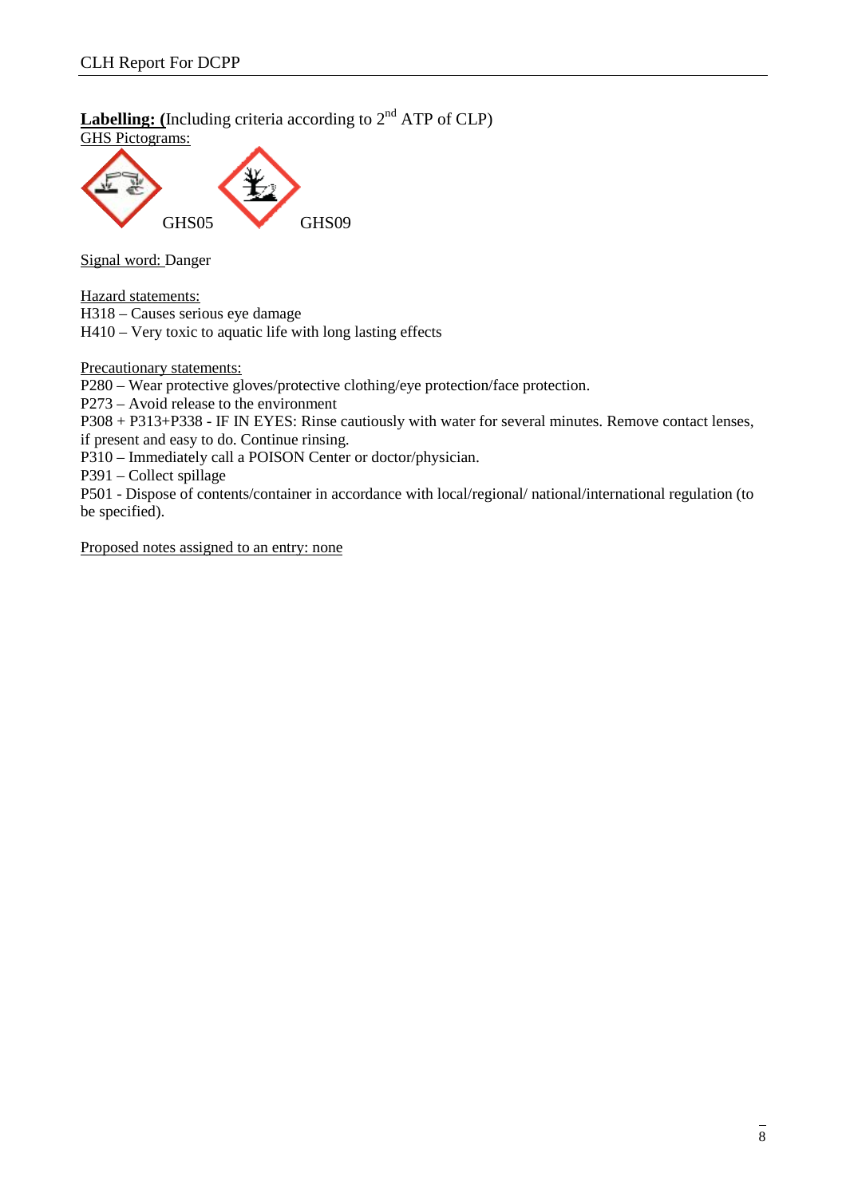**Labelling: (**Including criteria according to 2nd ATP of CLP)

GHS Pictograms:

GHS05 GHS09

Signal word: Danger

Hazard statements:

H318 – Causes serious eye damage

H410 – Very toxic to aquatic life with long lasting effects

Precautionary statements:

P280 – Wear protective gloves/protective clothing/eye protection/face protection.

P273 – Avoid release to the environment

P308 + P313+P338 - IF IN EYES: Rinse cautiously with water for several minutes. Remove contact lenses, if present and easy to do. Continue rinsing.

P310 – Immediately call a POISON Center or doctor/physician.

P391 – Collect spillage

P501 - Dispose of contents/container in accordance with local/regional/ national/international regulation (to be specified).

Proposed notes assigned to an entry: none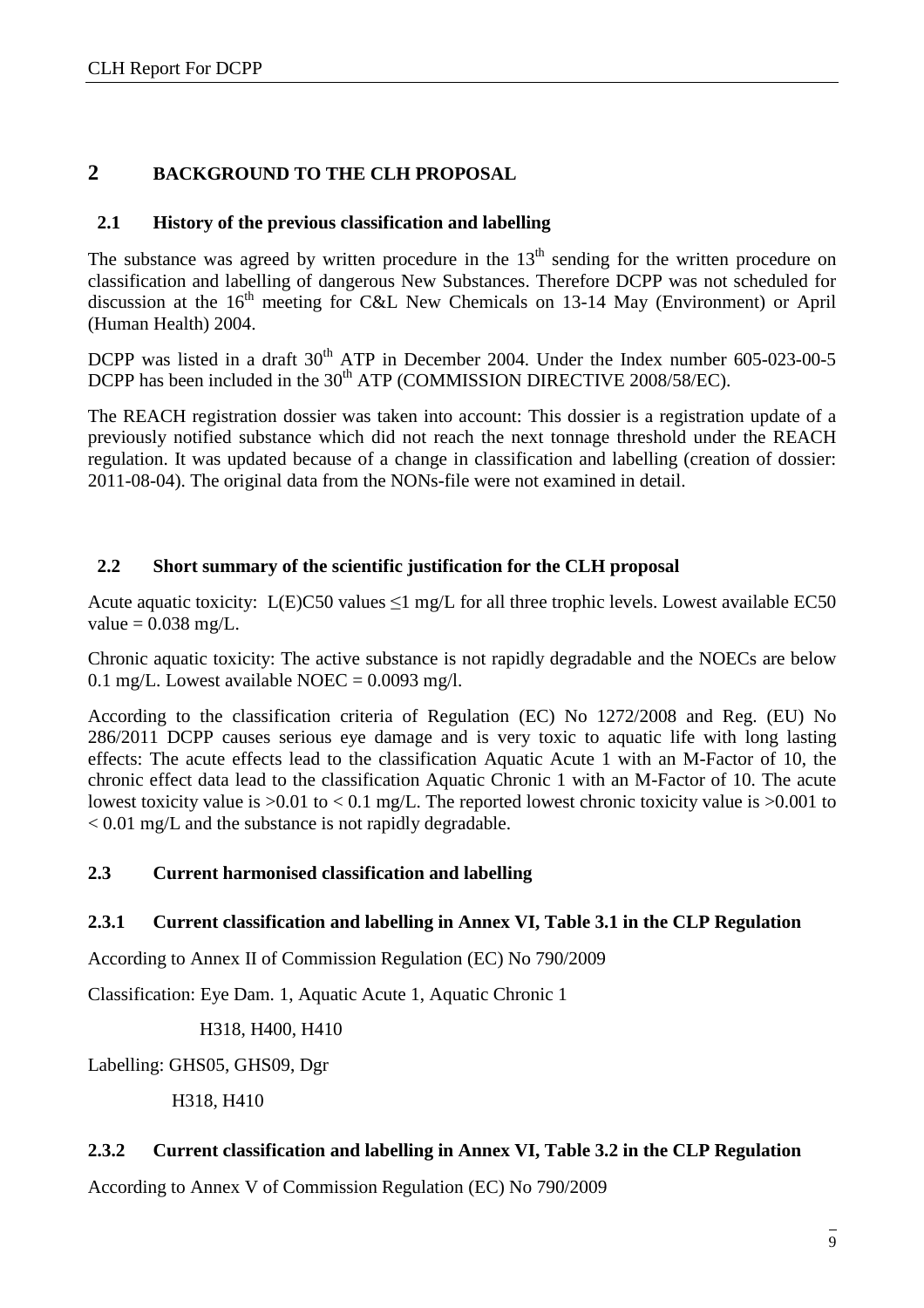## 2 BACKGROUND TO THE CLH PROPOSAL

### 2.1 History of the previous classification and labelling

The substance was agreed by written procedure in the 13th sending for the written procedure on classification and labelling of dangerous New Substances. Therefore DCPP was not scheduled for discussion at the 16th meeting for C&L New Chemicals on 13-14 May (Environment) or April (Human Health) 2004.

DCPP was listed in a draft 30th ATP in December 2004. Under the Index number 605-023-00-5 DCPP has been included in the 30th ATP (COMMISSION DIRECTIVE 2008/58/EC).

The REACH registration dossier was taken into account: This dossier is a registration update of a previously notified substance which did not reach the next tonnage threshold under the REACH regulation. It was updated because of a change in classification and labelling (creation of dossier: 2011-08-04). The original data from the NONs-file were not examined in detail.

### 2.2 Short summary of the scientific justification for the CLH proposal

Acute aquatic toxicity: L(E)C50 values ≤1 mg/L for all three trophic levels. Lowest available EC50 value = 0.038 mg/L.

Chronic aquatic toxicity: The active substance is not rapidly degradable and the NOECs are below 0.1 mg/L. Lowest available NOEC = 0.0093 mg/l.

According to the classification criteria of Regulation (EC) No 1272/2008 and Reg. (EU) No 286/2011 DCPP causes serious eye damage and is very toxic to aquatic life with long lasting effects: The acute effects lead to the classification Aquatic Acute 1 with an M-Factor of 10, the chronic effect data lead to the classification Aquatic Chronic 1 with an M-Factor of 10. The acute lowest toxicity value is >0.01 to < 0.1 mg/L. The reported lowest chronic toxicity value is >0.001 to < 0.01 mg/L and the substance is not rapidly degradable.

### 2.3 Current harmonised classification and labelling

#### 2.3.1 Current classification and labelling in Annex VI, Table 3.1 in the CLP Regulation

According to Annex II of Commission Regulation (EC) No 790/2009

Classification: Eye Dam. 1, Aquatic Acute 1, Aquatic Chronic 1

H318, H400, H410

Labelling: GHS05, GHS09, Dgr

H318, H410

#### 2.3.2 Current classification and labelling in Annex VI, Table 3.2 in the CLP Regulation

According to Annex V of Commission Regulation (EC) No 790/2009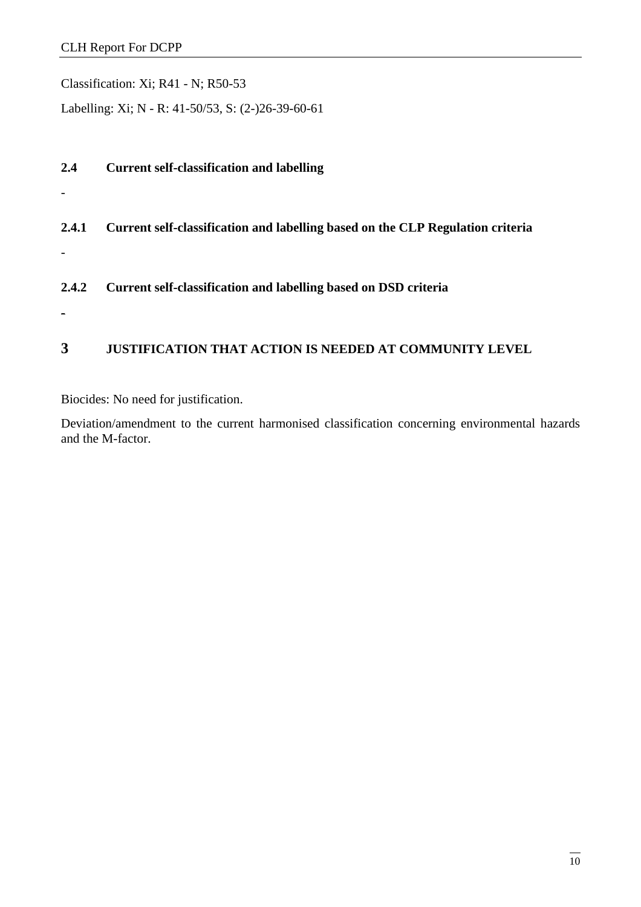Classification: Xi; R41 - N; R50-53

Labelling: Xi; N - R: 41-50/53, S: (2-)26-39-60-61

### 2.4 Current self-classification and labelling

-

#### 2.4.1 Current self-classification and labelling based on the CLP Regulation criteria

-

#### 2.4.2 Current self-classification and labelling based on DSD criteria

-

## 3 JUSTIFICATION THAT ACTION IS NEEDED AT COMMUNITY LEVEL

Biocides: No need for justification.

Deviation/amendment to the current harmonised classification concerning environmental hazards and the M-factor.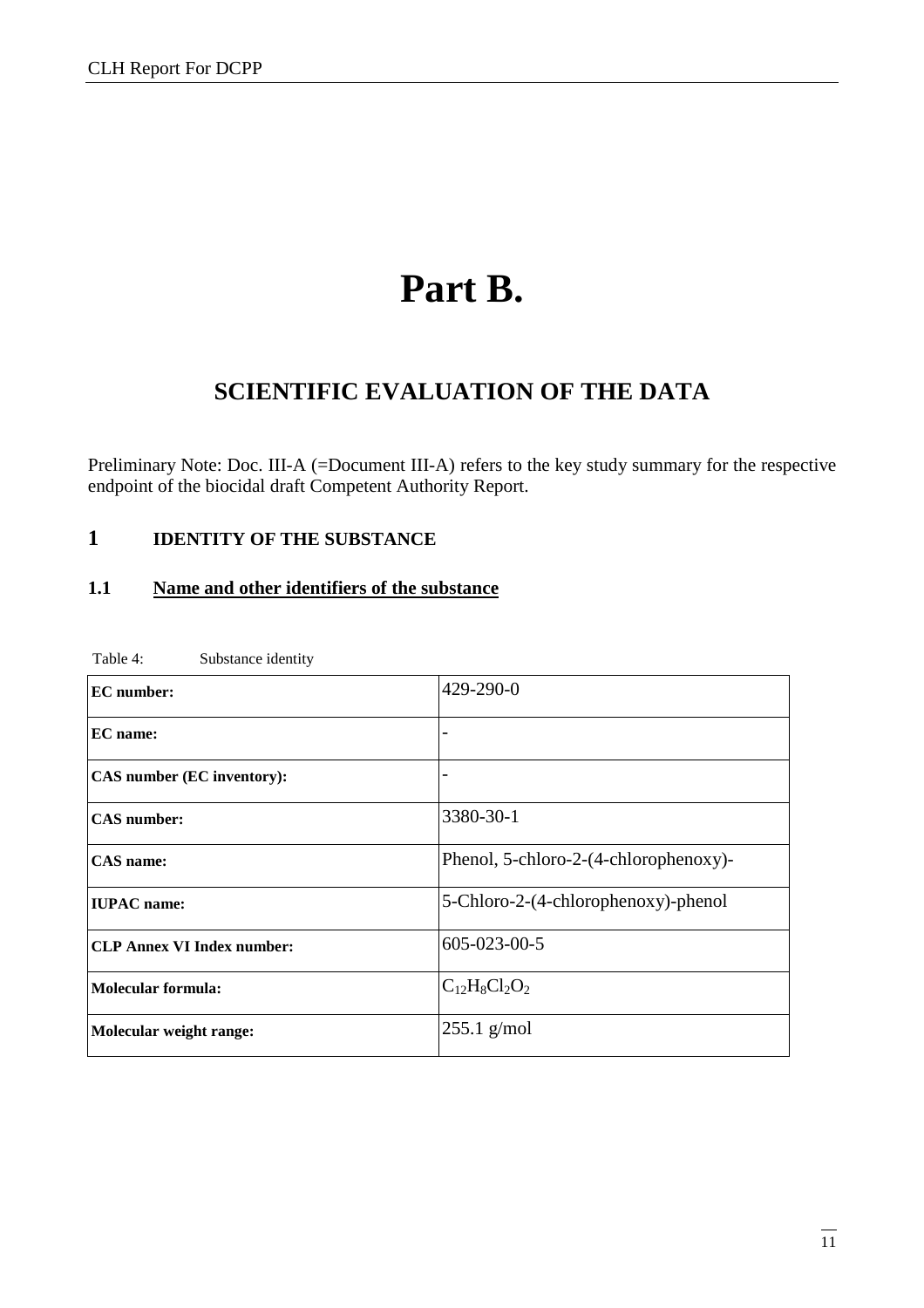# Part B.

## SCIENTIFIC EVALUATION OF THE DATA

Preliminary Note: Doc. III-A (=Document III-A) refers to the key study summary for the respective endpoint of the biocidal draft Competent Authority Report.

## 1 IDENTITY OF THE SUBSTANCE

### 1.1 Name and other identifiers of the substance

Table 4: Substance identity

| | |
|---|---|
| **EC number:** | 429-290-0 |
| **EC name:** | - |
| **CAS number (EC inventory):** | - |
| **CAS number:** | 3380-30-1 |
| **CAS name:** | Phenol, 5-chloro-2-(4-chlorophenoxy)- |
| **IUPAC name:** | 5-Chloro-2-(4-chlorophenoxy)-phenol |
| **CLP Annex VI Index number:** | 605-023-00-5 |
| **Molecular formula:** | $C_{12}H_8Cl_2O_2$ |
| **Molecular weight range:** | 255.1 g/mol |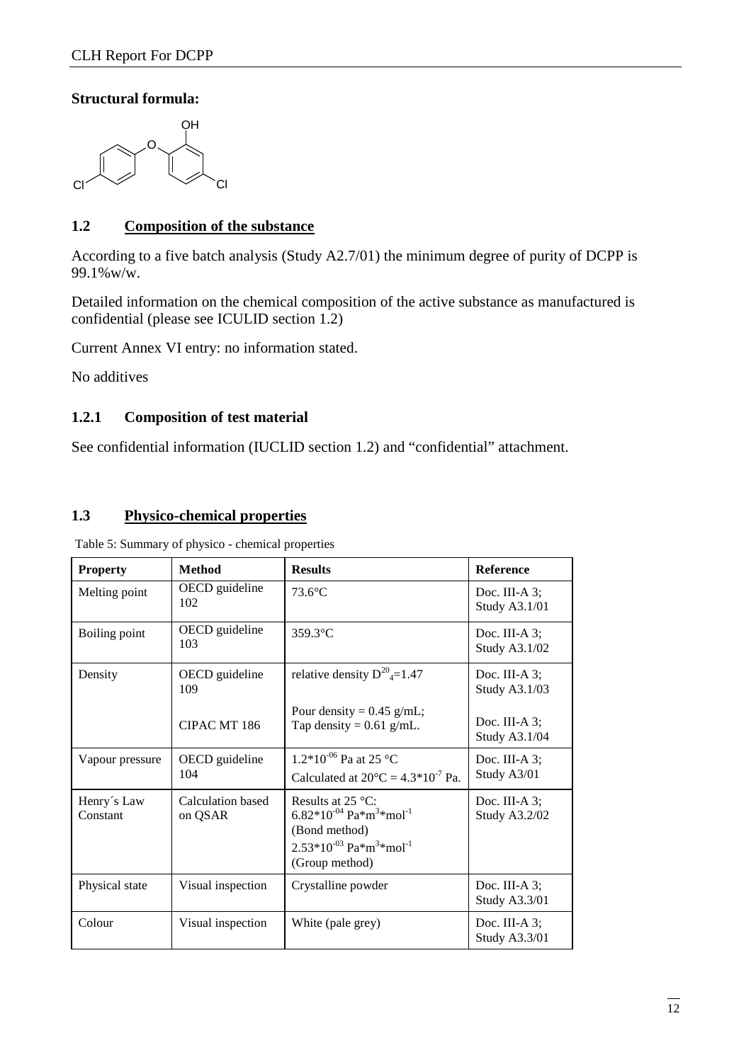**Structural formula:**

## 1.2 Composition of the substance

According to a five batch analysis (Study A2.7/01) the minimum degree of purity of DCPP is 99.1%w/w.

Detailed information on the chemical composition of the active substance as manufactured is confidential (please see ICULID section 1.2)

Current Annex VI entry: no information stated.

No additives

### 1.2.1 Composition of test material

See confidential information (IUCLID section 1.2) and "confidential" attachment.

## 1.3 Physico-chemical properties

Table 5: Summary of physico - chemical properties

| Property | Method | Results | Reference |
|---|---|---|---|
| Melting point | OECD guideline 102 | 73.6°C | Doc. III-A 3; Study A3.1/01 |
| Boiling point | OECD guideline 103 | 359.3°C | Doc. III-A 3; Study A3.1/02 |
| Density | OECD guideline 109 | relative density $D^{20}_{4}$=1.47 | Doc. III-A 3; Study A3.1/03 |
| | CIPAC MT 186 | Pour density = 0.45 g/mL; Tap density = 0.61 g/mL. | Doc. III-A 3; Study A3.1/04 |
| Vapour pressure | OECD guideline 104 | $1.2*10^{-06}$ Pa at 25 °C<br>Calculated at 20°C = $4.3*10^{-7}$ Pa. | Doc. III-A 3; Study A3/01 |
| Henry´s Law Constant | Calculation based on QSAR | Results at 25 °C:<br>$6.82*10^{-04}$ $Pa*m^3*mol^{-1}$ (Bond method)<br>$2.53*10^{-03}$ $Pa*m^3*mol^{-1}$ (Group method) | Doc. III-A 3; Study A3.2/02 |
| Physical state | Visual inspection | Crystalline powder | Doc. III-A 3; Study A3.3/01 |
| Colour | Visual inspection | White (pale grey) | Doc. III-A 3; Study A3.3/01 |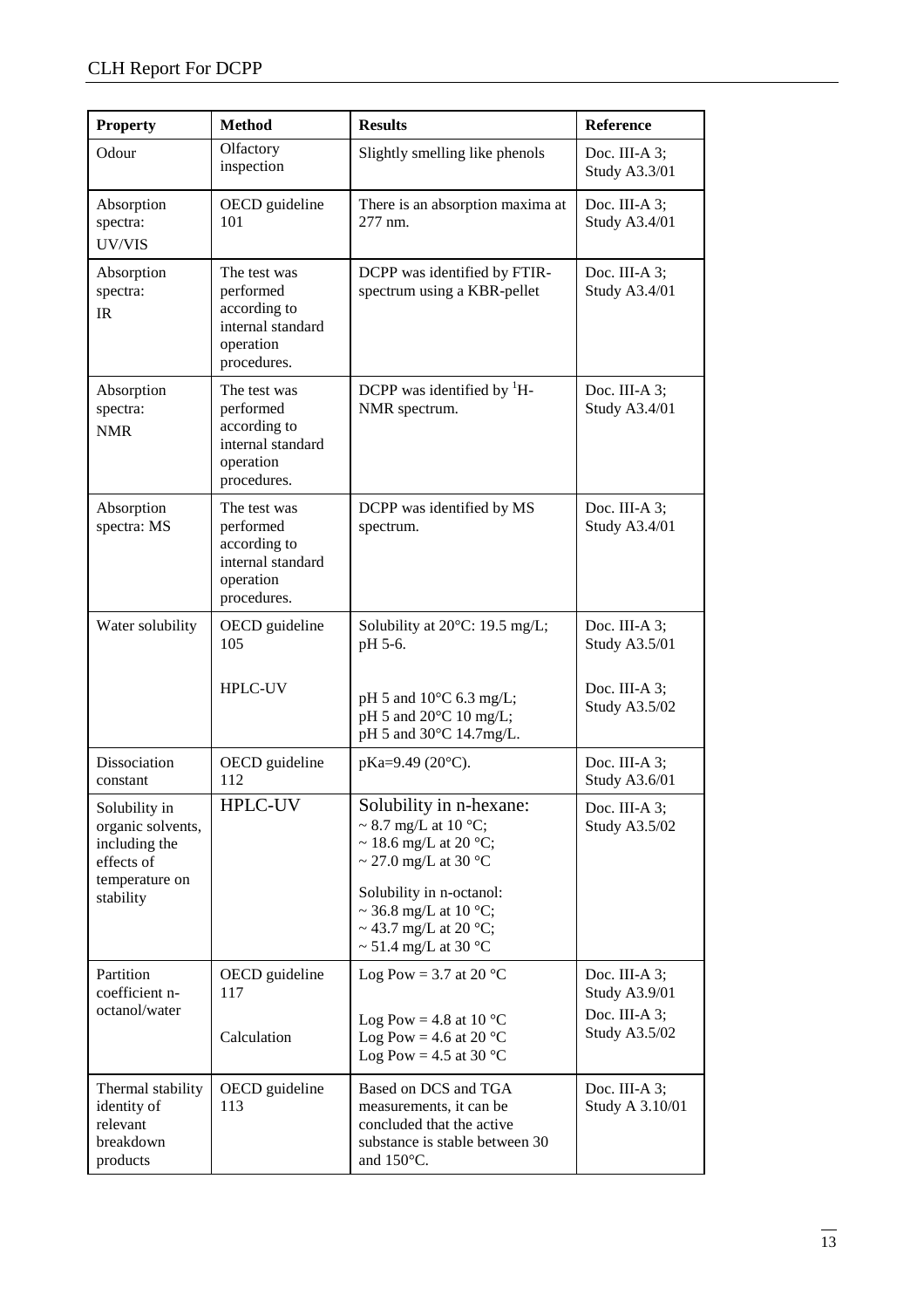| Property | Method | Results | Reference |
|---|---|---|---|
| Odour | Olfactory inspection | Slightly smelling like phenols | Doc. III-A 3; Study A3.3/01 |
| Absorption spectra: UV/VIS | OECD guideline 101 | There is an absorption maxima at 277 nm. | Doc. III-A 3; Study A3.4/01 |
| Absorption spectra: IR | The test was performed according to internal standard operation procedures. | DCPP was identified by FTIR-spectrum using a KBR-pellet | Doc. III-A 3; Study A3.4/01 |
| Absorption spectra: NMR | The test was performed according to internal standard operation procedures. | DCPP was identified by $^{1}$H-NMR spectrum. | Doc. III-A 3; Study A3.4/01 |
| Absorption spectra: MS | The test was performed according to internal standard operation procedures. | DCPP was identified by MS spectrum. | Doc. III-A 3; Study A3.4/01 |
| Water solubility | OECD guideline 105<br><br>HPLC-UV | Solubility at 20°C: 19.5 mg/L; pH 5-6.<br><br>pH 5 and 10°C 6.3 mg/L;<br>pH 5 and 20°C 10 mg/L;<br>pH 5 and 30°C 14.7mg/L. | Doc. III-A 3; Study A3.5/01<br><br>Doc. III-A 3; Study A3.5/02 |
| Dissociation constant | OECD guideline 112 | pKa=9.49 (20°C). | Doc. III-A 3; Study A3.6/01 |
| Solubility in organic solvents, including the effects of temperature on stability | HPLC-UV | Solubility in n-hexane:<br>~ 8.7 mg/L at 10 °C;<br>~ 18.6 mg/L at 20 °C;<br>~ 27.0 mg/L at 30 °C<br><br>Solubility in n-octanol:<br>~ 36.8 mg/L at 10 °C;<br>~ 43.7 mg/L at 20 °C;<br>~ 51.4 mg/L at 30 °C | Doc. III-A 3; Study A3.5/02 |
| Partition coefficient n-octanol/water | OECD guideline 117<br><br>Calculation | Log Pow = 3.7 at 20 °C<br><br>Log Pow = 4.8 at 10 °C<br>Log Pow = 4.6 at 20 °C<br>Log Pow = 4.5 at 30 °C | Doc. III-A 3; Study A3.9/01<br>Doc. III-A 3; Study A3.5/02 |
| Thermal stability identity of relevant breakdown products | OECD guideline 113 | Based on DCS and TGA measurements, it can be concluded that the active substance is stable between 30 and 150°C. | Doc. III-A 3; Study A 3.10/01 |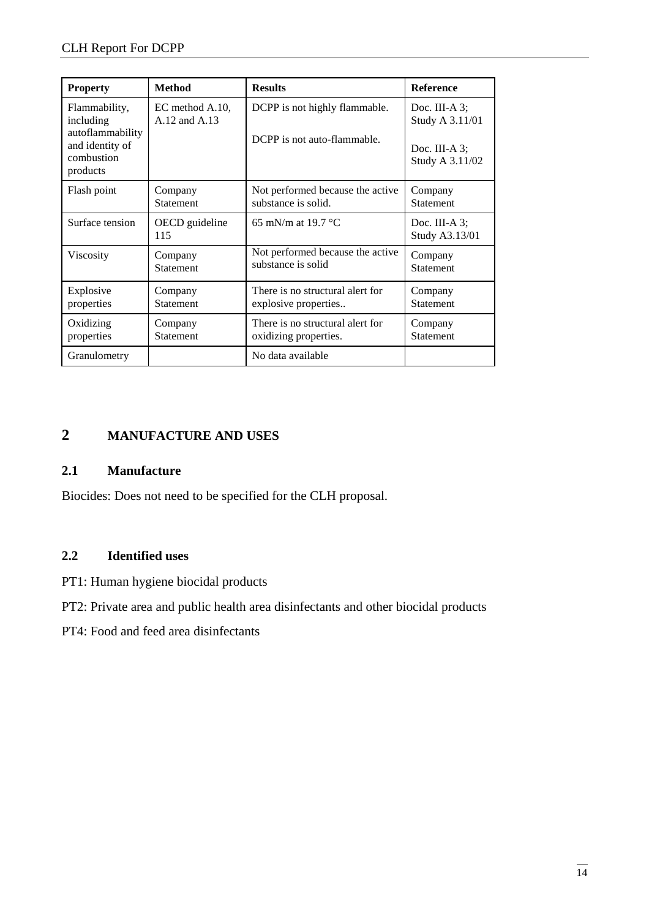| Property | Method | Results | Reference |
|---|---|---|---|
| Flammability, including autoflammability and identity of combustion products | EC method A.10, A.12 and A.13 | DCPP is not highly flammable.<br><br>DCPP is not auto-flammable. | Doc. III-A 3; Study A 3.11/01<br><br>Doc. III-A 3; Study A 3.11/02 |
| Flash point | Company Statement | Not performed because the active substance is solid. | Company Statement |
| Surface tension | OECD guideline 115 | 65 mN/m at 19.7 °C | Doc. III-A 3; Study A3.13/01 |
| Viscosity | Company Statement | Not performed because the active substance is solid | Company Statement |
| Explosive properties | Company Statement | There is no structural alert for explosive properties.. | Company Statement |
| Oxidizing properties | Company Statement | There is no structural alert for oxidizing properties. | Company Statement |
| Granulometry | | No data available | |

# 2 MANUFACTURE AND USES

## 2.1 Manufacture

Biocides: Does not need to be specified for the CLH proposal.

## 2.2 Identified uses

PT1: Human hygiene biocidal products

PT2: Private area and public health area disinfectants and other biocidal products

PT4: Food and feed area disinfectants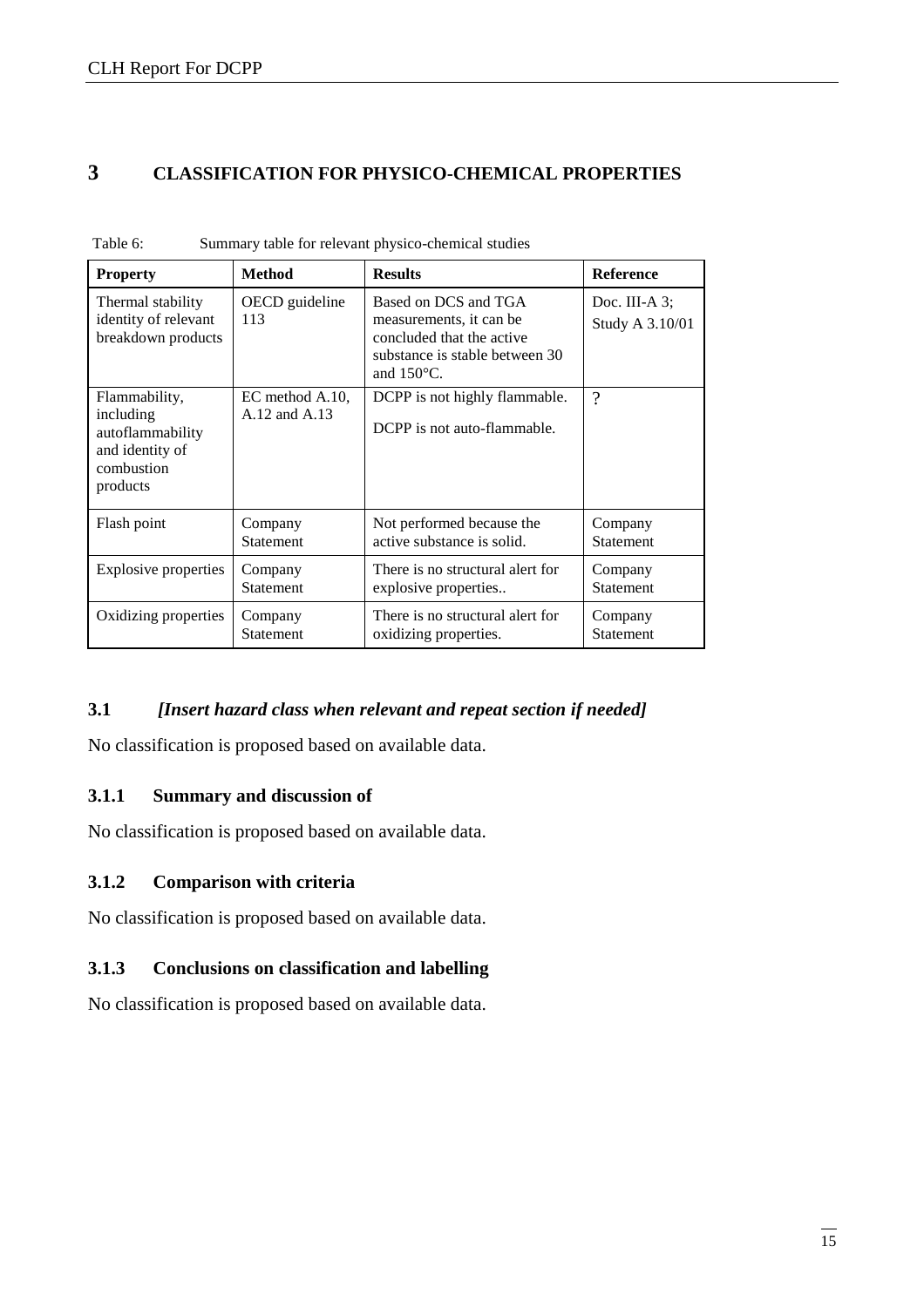# 3 CLASSIFICATION FOR PHYSICO-CHEMICAL PROPERTIES

Table 6: Summary table for relevant physico-chemical studies

| Property | Method | Results | Reference |
|---|---|---|---|
| Thermal stability identity of relevant breakdown products | OECD guideline 113 | Based on DCS and TGA measurements, it can be concluded that the active substance is stable between 30 and 150°C. | Doc. III-A 3; Study A 3.10/01 |
| Flammability, including autoflammability and identity of combustion products | EC method A.10, A.12 and A.13 | DCPP is not highly flammable.<br>DCPP is not auto-flammable. | ? |
| Flash point | Company Statement | Not performed because the active substance is solid. | Company Statement |
| Explosive properties | Company Statement | There is no structural alert for explosive properties.. | Company Statement |
| Oxidizing properties | Company Statement | There is no structural alert for oxidizing properties. | Company Statement |

## 3.1 *[Insert hazard class when relevant and repeat section if needed]*

No classification is proposed based on available data.

### 3.1.1 Summary and discussion of

No classification is proposed based on available data.

### 3.1.2 Comparison with criteria

No classification is proposed based on available data.

### 3.1.3 Conclusions on classification and labelling

No classification is proposed based on available data.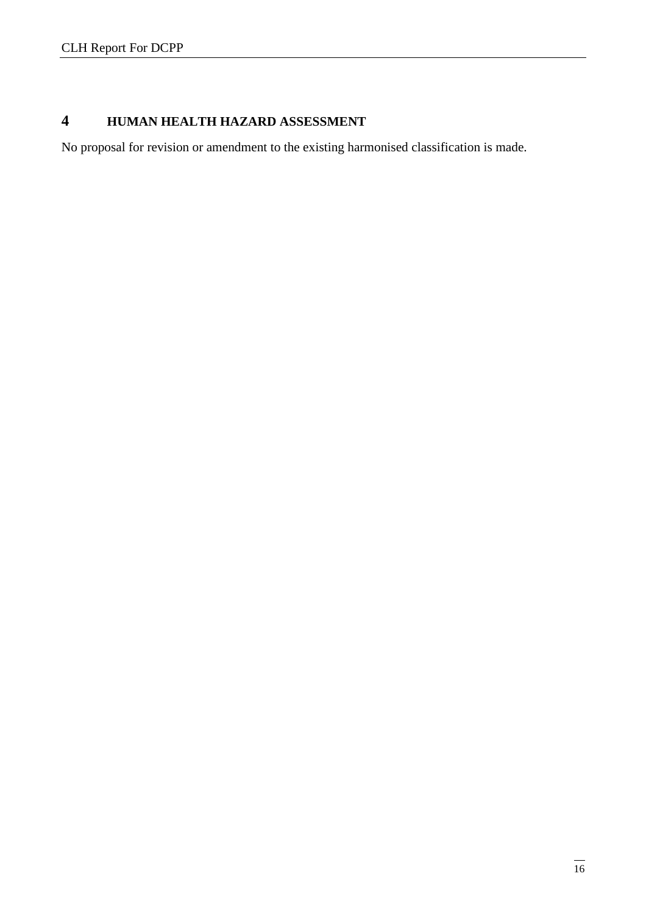# 4 HUMAN HEALTH HAZARD ASSESSMENT

No proposal for revision or amendment to the existing harmonised classification is made.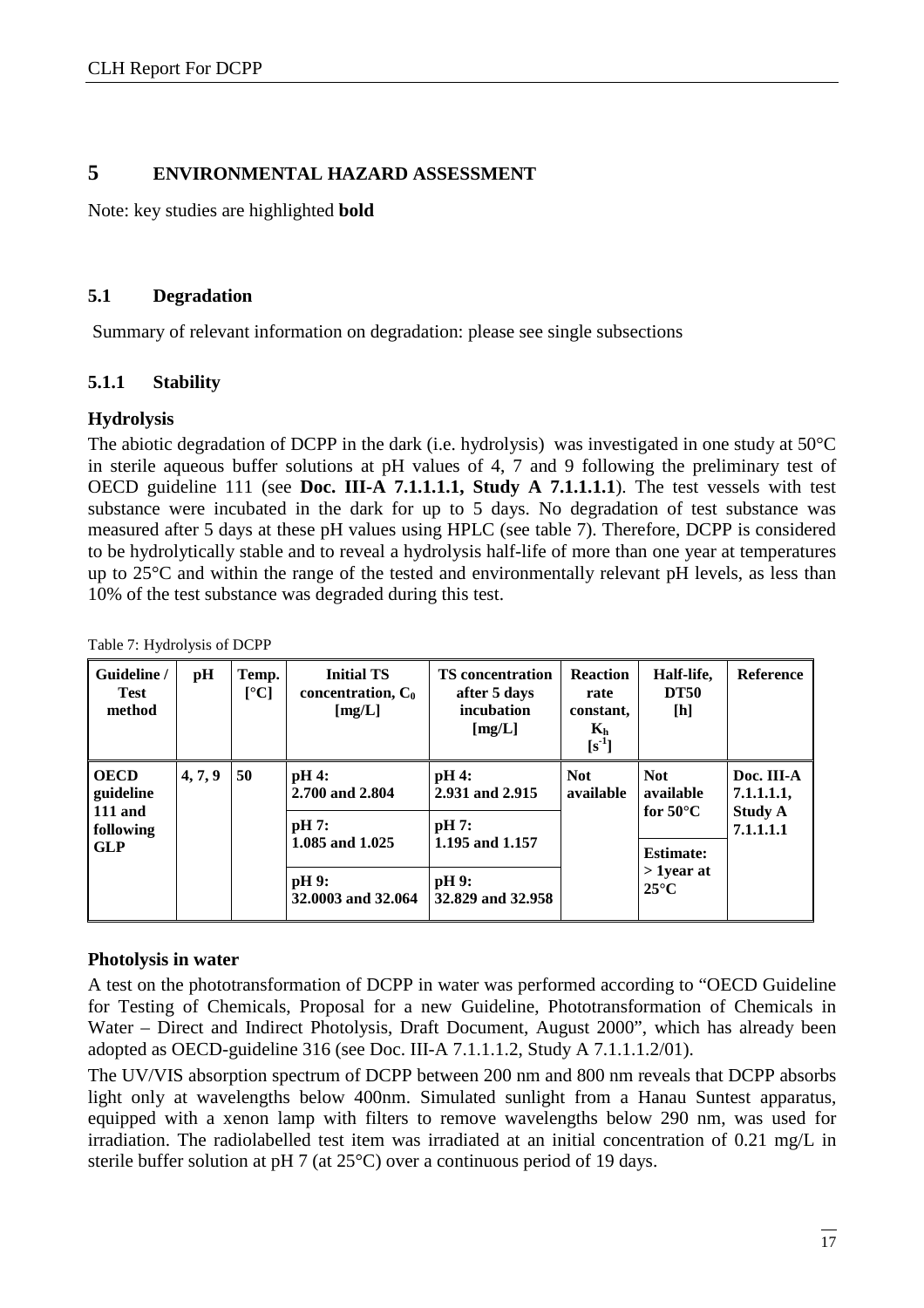# 5 ENVIRONMENTAL HAZARD ASSESSMENT

Note: key studies are highlighted **bold**

## 5.1 Degradation

Summary of relevant information on degradation: please see single subsections

### 5.1.1 Stability

**Hydrolysis**

The abiotic degradation of DCPP in the dark (i.e. hydrolysis) was investigated in one study at 50°C in sterile aqueous buffer solutions at pH values of 4, 7 and 9 following the preliminary test of OECD guideline 111 (see **Doc. III-A 7.1.1.1.1, Study A 7.1.1.1.1**). The test vessels with test substance were incubated in the dark for up to 5 days. No degradation of test substance was measured after 5 days at these pH values using HPLC (see table 7). Therefore, DCPP is considered to be hydrolytically stable and to reveal a hydrolysis half-life of more than one year at temperatures up to 25°C and within the range of the tested and environmentally relevant pH levels, as less than 10% of the test substance was degraded during this test.

Table 7: Hydrolysis of DCPP

| Guideline / Test method | pH | Temp. [°C] | Initial TS concentration, $C_0$ [mg/L] | TS concentration after 5 days incubation [mg/L] | Reaction rate constant, $K_h$ [$s^{-1}$] | Half-life, DT50 [h] | Reference |
|---|---|---|---|---|---|---|---|
| **OECD guideline 111 and following GLP** | **4, 7, 9** | **50** | **pH 4: 2.700 and 2.804** | **pH 4: 2.931 and 2.915** | **Not available** | **Not available for 50°C** | **Doc. III-A 7.1.1.1.1, Study A 7.1.1.1.1** |
| | | | **pH 7: 1.085 and 1.025** | **pH 7: 1.195 and 1.157** | | **Estimate: > 1year at 25°C** | |
| | | | **pH 9: 32.0003 and 32.064** | **pH 9: 32.829 and 32.958** | | | |

**Photolysis in water**

A test on the phototransformation of DCPP in water was performed according to "OECD Guideline for Testing of Chemicals, Proposal for a new Guideline, Phototransformation of Chemicals in Water – Direct and Indirect Photolysis, Draft Document, August 2000", which has already been adopted as OECD-guideline 316 (see Doc. III-A 7.1.1.1.2, Study A 7.1.1.1.2/01).

The UV/VIS absorption spectrum of DCPP between 200 nm and 800 nm reveals that DCPP absorbs light only at wavelengths below 400nm. Simulated sunlight from a Hanau Suntest apparatus, equipped with a xenon lamp with filters to remove wavelengths below 290 nm, was used for irradiation. The radiolabelled test item was irradiated at an initial concentration of 0.21 mg/L in sterile buffer solution at pH 7 (at 25°C) over a continuous period of 19 days.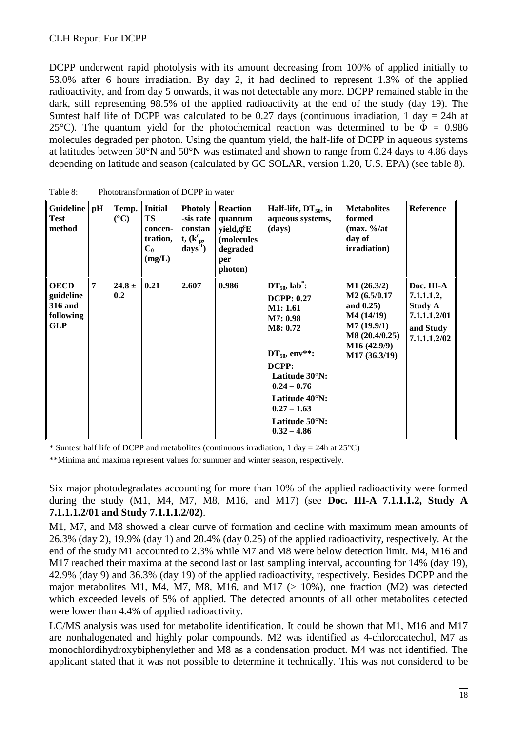DCPP underwent rapid photolysis with its amount decreasing from 100% of applied initially to 53.0% after 6 hours irradiation. By day 2, it had declined to represent 1.3% of the applied radioactivity, and from day 5 onwards, it was not detectable any more. DCPP remained stable in the dark, still representing 98.5% of the applied radioactivity at the end of the study (day 19). The Suntest half life of DCPP was calculated to be 0.27 days (continuous irradiation, 1 day = 24h at 25°C). The quantum yield for the photochemical reaction was determined to be $\Phi$ = 0.986 molecules degraded per photon. Using the quantum yield, the half-life of DCPP in aqueous systems at latitudes between 30°N and 50°N was estimated and shown to range from 0.24 days to 4.86 days depending on latitude and season (calculated by GC SOLAR, version 1.20, U.S. EPA) (see table 8).

Table 8: Phototransformation of DCPP in water

| Guideline Test method | pH | Temp. (°C) | Initial TS concentration, $C_0$ (mg/L) | Photolysis rate constant, ($k^c_p$, days$^{-1}$) | Reaction quantum yield, $\phi^c E$ (molecules degraded per photon) | Half-life, $DT_{50}$, in aqueous systems, (days) | Metabolites formed (max. %/at day of irradiation) | Reference |
|---|---|---|---|---|---|---|---|---|
| **OECD guideline 316 and following GLP** | **7** | **24.8 ± 0.2** | **0.21** | **2.607** | **0.986** | **$DT_{50}$, lab*:**<br>**DCPP: 0.27**<br>**M1: 1.61**<br>**M7: 0.98**<br>**M8: 0.72**<br><br>**$DT_{50}$, env\*\*:**<br>**DCPP:**<br>**Latitude 30°N: 0.24 – 0.76**<br>**Latitude 40°N: 0.27 – 1.63**<br>**Latitude 50°N: 0.32 – 4.86** | **M1 (26.3/2)**<br>**M2 (6.5/0.17 and 0.25)**<br>**M4 (14/19)**<br>**M7 (19.9/1)**<br>**M8 (20.4/0.25)**<br>**M16 (42.9/9)**<br>**M17 (36.3/19)** | **Doc. III-A 7.1.1.1.2, Study A 7.1.1.1.2/01 and Study 7.1.1.1.2/02** |

\* Suntest half life of DCPP and metabolites (continuous irradiation, 1 day = 24h at 25°C)

\*\*Minima and maxima represent values for summer and winter season, respectively.

Six major photodegradates accounting for more than 10% of the applied radioactivity were formed during the study (M1, M4, M7, M8, M16, and M17) (see **Doc. III-A 7.1.1.1.2, Study A 7.1.1.1.2/01 and Study 7.1.1.1.2/02)**.

M1, M7, and M8 showed a clear curve of formation and decline with maximum mean amounts of 26.3% (day 2), 19.9% (day 1) and 20.4% (day 0.25) of the applied radioactivity, respectively. At the end of the study M1 accounted to 2.3% while M7 and M8 were below detection limit. M4, M16 and M17 reached their maxima at the second last or last sampling interval, accounting for 14% (day 19), 42.9% (day 9) and 36.3% (day 19) of the applied radioactivity, respectively. Besides DCPP and the major metabolites M1, M4, M7, M8, M16, and M17 (> 10%), one fraction (M2) was detected which exceeded levels of 5% of applied. The detected amounts of all other metabolites detected were lower than 4.4% of applied radioactivity.

LC/MS analysis was used for metabolite identification. It could be shown that M1, M16 and M17 are nonhalogenated and highly polar compounds. M2 was identified as 4-chlorocatechol, M7 as monochlordihydroxybiphenylether and M8 as a condensation product. M4 was not identified. The applicant stated that it was not possible to determine it technically. This was not considered to be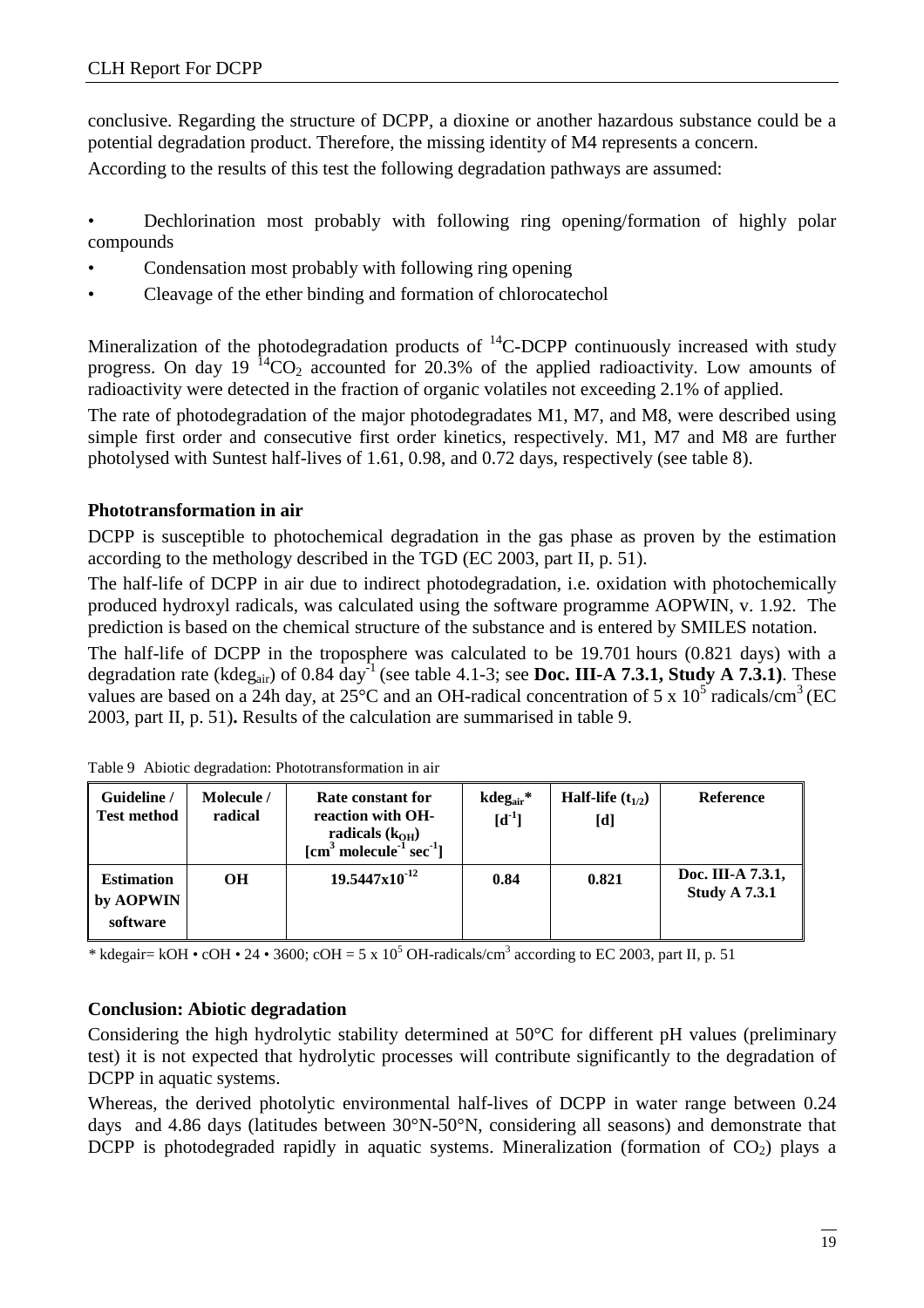conclusive. Regarding the structure of DCPP, a dioxine or another hazardous substance could be a potential degradation product. Therefore, the missing identity of M4 represents a concern.

According to the results of this test the following degradation pathways are assumed:

- Dechlorination most probably with following ring opening/formation of highly polar compounds
- Condensation most probably with following ring opening
- Cleavage of the ether binding and formation of chlorocatechol

Mineralization of the photodegradation products of $^{14}C$-DCPP continuously increased with study progress. On day 19 $^{14}CO_2$ accounted for 20.3% of the applied radioactivity. Low amounts of radioactivity were detected in the fraction of organic volatiles not exceeding 2.1% of applied.

The rate of photodegradation of the major photodegradates M1, M7, and M8, were described using simple first order and consecutive first order kinetics, respectively. M1, M7 and M8 are further photolysed with Suntest half-lives of 1.61, 0.98, and 0.72 days, respectively (see table 8).

**Phototransformation in air**

DCPP is susceptible to photochemical degradation in the gas phase as proven by the estimation according to the methology described in the TGD (EC 2003, part II, p. 51).

The half-life of DCPP in air due to indirect photodegradation, i.e. oxidation with photochemically produced hydroxyl radicals, was calculated using the software programme AOPWIN, v. 1.92. The prediction is based on the chemical structure of the substance and is entered by SMILES notation.

The half-life of DCPP in the troposphere was calculated to be 19.701 hours (0.821 days) with a degradation rate ($kdeg_{air}$) of 0.84 $day^{-1}$ (see table 4.1-3; see **Doc. III-A 7.3.1, Study A 7.3.1)**. These values are based on a 24h day, at 25°C and an OH-radical concentration of 5 x $10^5$ radicals/$cm^3$ (EC 2003, part II, p. 51)**.** Results of the calculation are summarised in table 9.

Table 9 Abiotic degradation: Phototransformation in air

| Guideline / Test method | Molecule / radical | Rate constant for reaction with OH-radicals ($k_{OH}$) [$cm^3$ $molecule^{-1}$ $sec^{-1}$] | $kdeg_{air}$* [$d^{-1}$] | Half-life ($t_{1/2}$) [d] | Reference |
|---|---|---|---|---|---|
| **Estimation by AOPWIN software** | **OH** | **19.5447x$10^{-12}$** | **0.84** | **0.821** | **Doc. III-A 7.3.1, Study A 7.3.1** |

\* kdegair= kOH • cOH • 24 • 3600; cOH = 5 x $10^5$ OH-radicals/$cm^3$ according to EC 2003, part II, p. 51

**Conclusion: Abiotic degradation**

Considering the high hydrolytic stability determined at 50°C for different pH values (preliminary test) it is not expected that hydrolytic processes will contribute significantly to the degradation of DCPP in aquatic systems.

Whereas, the derived photolytic environmental half-lives of DCPP in water range between 0.24 days and 4.86 days (latitudes between 30°N-50°N, considering all seasons) and demonstrate that DCPP is photodegraded rapidly in aquatic systems. Mineralization (formation of $CO_2$) plays a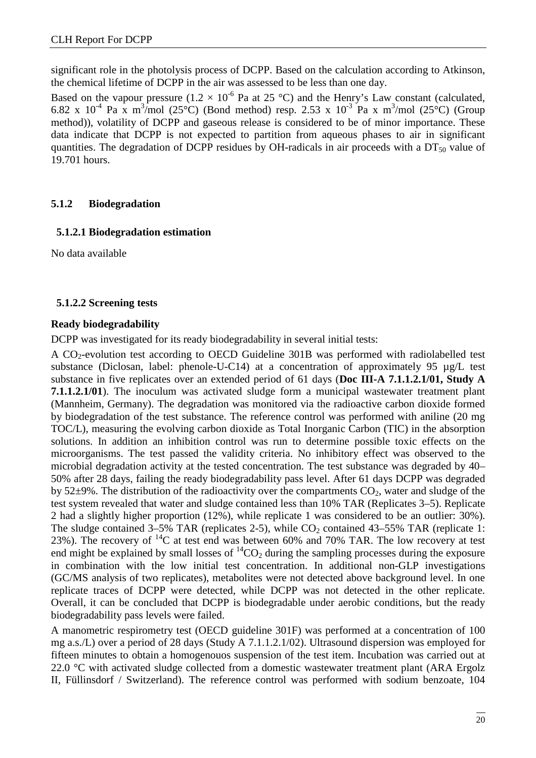significant role in the photolysis process of DCPP. Based on the calculation according to Atkinson, the chemical lifetime of DCPP in the air was assessed to be less than one day.

Based on the vapour pressure ($1.2 \times 10^{-6}$ Pa at 25 °C) and the Henry's Law constant (calculated, 6.82 x $10^{-4}$ Pa x $m^3$/mol (25°C) (Bond method) resp. 2.53 x $10^{-3}$ Pa x $m^3$/mol (25°C) (Group method)), volatility of DCPP and gaseous release is considered to be of minor importance. These data indicate that DCPP is not expected to partition from aqueous phases to air in significant quantities. The degradation of DCPP residues by OH-radicals in air proceeds with a $DT_{50}$ value of 19.701 hours.

### 5.1.2 Biodegradation

#### 5.1.2.1 Biodegradation estimation

No data available

#### 5.1.2.2 Screening tests

**Ready biodegradability**

DCPP was investigated for its ready biodegradability in several initial tests:

A $CO_2$-evolution test according to OECD Guideline 301B was performed with radiolabelled test substance (Diclosan, label: phenole-U-C14) at a concentration of approximately 95 µg/L test substance in five replicates over an extended period of 61 days (**Doc III-A 7.1.1.2.1/01, Study A 7.1.1.2.1/01**). The inoculum was activated sludge form a municipal wastewater treatment plant (Mannheim, Germany). The degradation was monitored via the radioactive carbon dioxide formed by biodegradation of the test substance. The reference control was performed with aniline (20 mg TOC/L), measuring the evolving carbon dioxide as Total Inorganic Carbon (TIC) in the absorption solutions. In addition an inhibition control was run to determine possible toxic effects on the microorganisms. The test passed the validity criteria. No inhibitory effect was observed to the microbial degradation activity at the tested concentration. The test substance was degraded by 40–50% after 28 days, failing the ready biodegradability pass level. After 61 days DCPP was degraded by 52±9%. The distribution of the radioactivity over the compartments $CO_2$, water and sludge of the test system revealed that water and sludge contained less than 10% TAR (Replicates 3–5). Replicate 2 had a slightly higher proportion (12%), while replicate 1 was considered to be an outlier: 30%). The sludge contained 3–5% TAR (replicates 2-5), while $CO_2$ contained 43–55% TAR (replicate 1: 23%). The recovery of $^{14}C$ at test end was between 60% and 70% TAR. The low recovery at test end might be explained by small losses of $^{14}CO_2$ during the sampling processes during the exposure in combination with the low initial test concentration. In additional non-GLP investigations (GC/MS analysis of two replicates), metabolites were not detected above background level. In one replicate traces of DCPP were detected, while DCPP was not detected in the other replicate. Overall, it can be concluded that DCPP is biodegradable under aerobic conditions, but the ready biodegradability pass levels were failed.

A manometric respirometry test (OECD guideline 301F) was performed at a concentration of 100 mg a.s./L) over a period of 28 days (Study A 7.1.1.2.1/02). Ultrasound dispersion was employed for fifteen minutes to obtain a homogenouos suspension of the test item. Incubation was carried out at 22.0 °C with activated sludge collected from a domestic wastewater treatment plant (ARA Ergolz II, Füllinsdorf / Switzerland). The reference control was performed with sodium benzoate, 104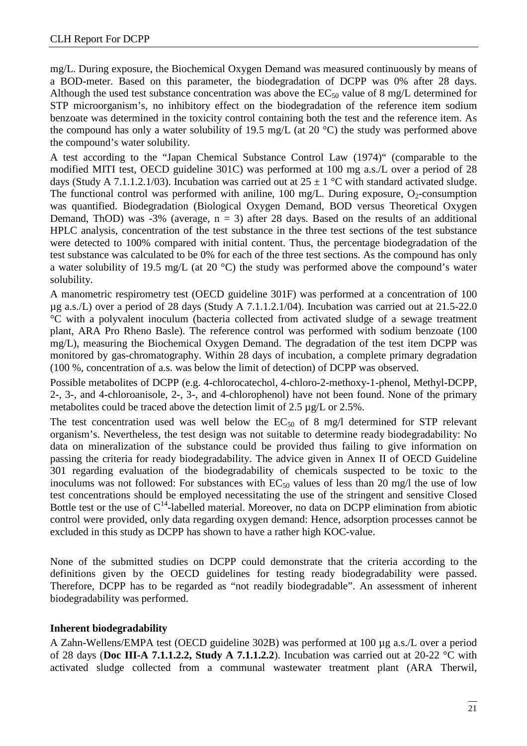mg/L. During exposure, the Biochemical Oxygen Demand was measured continuously by means of a BOD-meter. Based on this parameter, the biodegradation of DCPP was 0% after 28 days. Although the used test substance concentration was above the $EC_{50}$ value of 8 mg/L determined for STP microorganism's, no inhibitory effect on the biodegradation of the reference item sodium benzoate was determined in the toxicity control containing both the test and the reference item. As the compound has only a water solubility of 19.5 mg/L (at 20 °C) the study was performed above the compound's water solubility.

A test according to the "Japan Chemical Substance Control Law (1974)" (comparable to the modified MITI test, OECD guideline 301C) was performed at 100 mg a.s./L over a period of 28 days (Study A 7.1.1.2.1/03). Incubation was carried out at 25 ± 1 °C with standard activated sludge. The functional control was performed with aniline, 100 mg/L. During exposure, $O_2$-consumption was quantified. Biodegradation (Biological Oxygen Demand, BOD versus Theoretical Oxygen Demand, ThOD) was -3% (average, n = 3) after 28 days. Based on the results of an additional HPLC analysis, concentration of the test substance in the three test sections of the test substance were detected to 100% compared with initial content. Thus, the percentage biodegradation of the test substance was calculated to be 0% for each of the three test sections. As the compound has only a water solubility of 19.5 mg/L (at 20 °C) the study was performed above the compound's water solubility.

A manometric respirometry test (OECD guideline 301F) was performed at a concentration of 100 µg a.s./L) over a period of 28 days (Study A 7.1.1.2.1/04). Incubation was carried out at 21.5-22.0 °C with a polyvalent inoculum (bacteria collected from activated sludge of a sewage treatment plant, ARA Pro Rheno Basle). The reference control was performed with sodium benzoate (100 mg/L), measuring the Biochemical Oxygen Demand. The degradation of the test item DCPP was monitored by gas-chromatography. Within 28 days of incubation, a complete primary degradation (100 %, concentration of a.s. was below the limit of detection) of DCPP was observed.

Possible metabolites of DCPP (e.g. 4-chlorocatechol, 4-chloro-2-methoxy-1-phenol, Methyl-DCPP, 2-, 3-, and 4-chloroanisole, 2-, 3-, and 4-chlorophenol) have not been found. None of the primary metabolites could be traced above the detection limit of 2.5 µg/L or 2.5%.

The test concentration used was well below the $EC_{50}$ of 8 mg/l determined for STP relevant organism's. Nevertheless, the test design was not suitable to determine ready biodegradability: No data on mineralization of the substance could be provided thus failing to give information on passing the criteria for ready biodegradability. The advice given in Annex II of OECD Guideline 301 regarding evaluation of the biodegradability of chemicals suspected to be toxic to the inoculums was not followed: For substances with $EC_{50}$ values of less than 20 mg/l the use of low test concentrations should be employed necessitating the use of the stringent and sensitive Closed Bottle test or the use of $C^{14}$-labelled material. Moreover, no data on DCPP elimination from abiotic control were provided, only data regarding oxygen demand: Hence, adsorption processes cannot be excluded in this study as DCPP has shown to have a rather high KOC-value.

None of the submitted studies on DCPP could demonstrate that the criteria according to the definitions given by the OECD guidelines for testing ready biodegradability were passed. Therefore, DCPP has to be regarded as "not readily biodegradable". An assessment of inherent biodegradability was performed.

**Inherent biodegradability**

A Zahn-Wellens/EMPA test (OECD guideline 302B) was performed at 100 µg a.s./L over a period of 28 days (**Doc III-A 7.1.1.2.2, Study A 7.1.1.2.2**). Incubation was carried out at 20-22 °C with activated sludge collected from a communal wastewater treatment plant (ARA Therwil,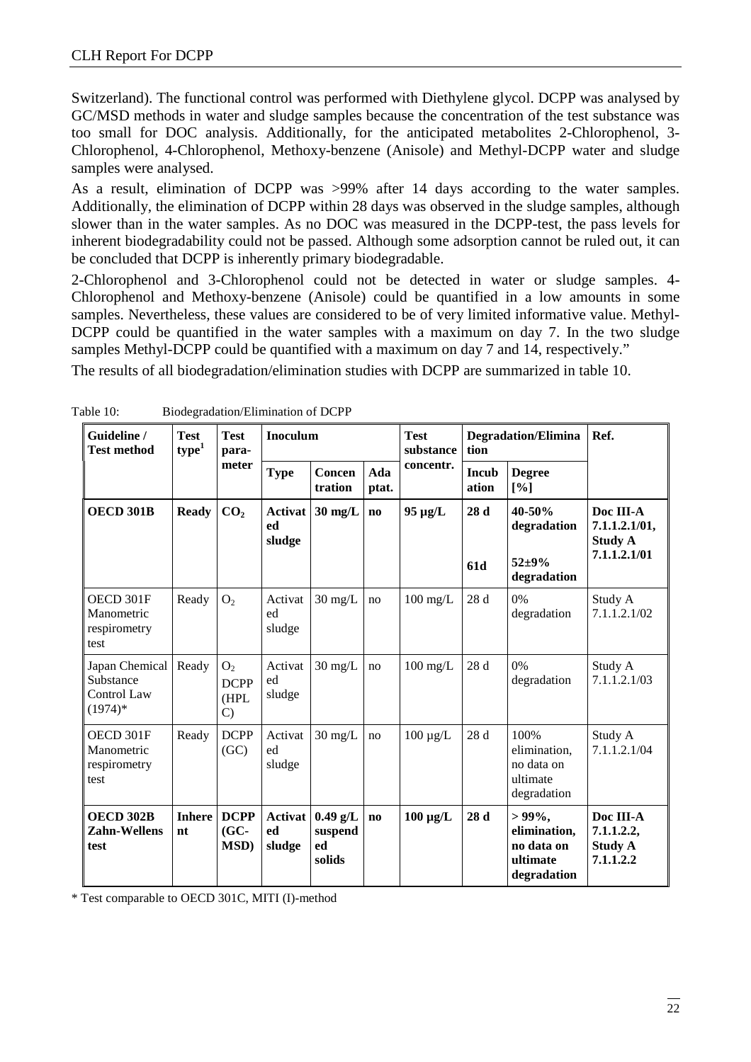Switzerland). The functional control was performed with Diethylene glycol. DCPP was analysed by GC/MSD methods in water and sludge samples because the concentration of the test substance was too small for DOC analysis. Additionally, for the anticipated metabolites 2-Chlorophenol, 3-Chlorophenol, 4-Chlorophenol, Methoxy-benzene (Anisole) and Methyl-DCPP water and sludge samples were analysed.

As a result, elimination of DCPP was >99% after 14 days according to the water samples. Additionally, the elimination of DCPP within 28 days was observed in the sludge samples, although slower than in the water samples. As no DOC was measured in the DCPP-test, the pass levels for inherent biodegradability could not be passed. Although some adsorption cannot be ruled out, it can be concluded that DCPP is inherently primary biodegradable.

2-Chlorophenol and 3-Chlorophenol could not be detected in water or sludge samples. 4-Chlorophenol and Methoxy-benzene (Anisole) could be quantified in a low amounts in some samples. Nevertheless, these values are considered to be of very limited informative value. Methyl-DCPP could be quantified in the water samples with a maximum on day 7. In the two sludge samples Methyl-DCPP could be quantified with a maximum on day 7 and 14, respectively."

The results of all biodegradation/elimination studies with DCPP are summarized in table 10.

Table 10: Biodegradation/Elimination of DCPP

| Guideline / Test method | Test type[1] | Test para-meter | Inoculum | | | Test substance concentr. | Degradation/Elimination | | Ref. |
|---|---|---|---|---|---|---|---|---|---|
| | | | Type | Concentration | Adapt. | | Incubation | Degree [%] | |
| **OECD 301B** | **Ready** | **$CO_2$** | **Activated sludge** | **30 mg/L** | **no** | **95 µg/L** | **28 d**<br><br>**61d** | **40-50% degradation**<br><br>**52±9% degradation** | **Doc III-A 7.1.1.2.1/01, Study A 7.1.1.2.1/01** |
| OECD 301F Manometric respirometry test | Ready | $O_2$ | Activated sludge | 30 mg/L | no | 100 mg/L | 28 d | 0% degradation | Study A 7.1.1.2.1/02 |
| Japan Chemical Substance Control Law (1974)* | Ready | $O_2$ DCPP (HPLC) | Activated sludge | 30 mg/L | no | 100 mg/L | 28 d | 0% degradation | Study A 7.1.1.2.1/03 |
| OECD 301F Manometric respirometry test | Ready | DCPP (GC) | Activated sludge | 30 mg/L | no | 100 µg/L | 28 d | 100% elimination, no data on ultimate degradation | Study A 7.1.1.2.1/04 |
| **OECD 302B Zahn-Wellens test** | **Inherent** | **DCPP (GC-MSD)** | **Activated sludge** | **0.49 g/L suspended solids** | **no** | **100 µg/L** | **28 d** | **> 99%, elimination, no data on ultimate degradation** | **Doc III-A 7.1.1.2.2, Study A 7.1.1.2.2** |

* Test comparable to OECD 301C, MITI (I)-method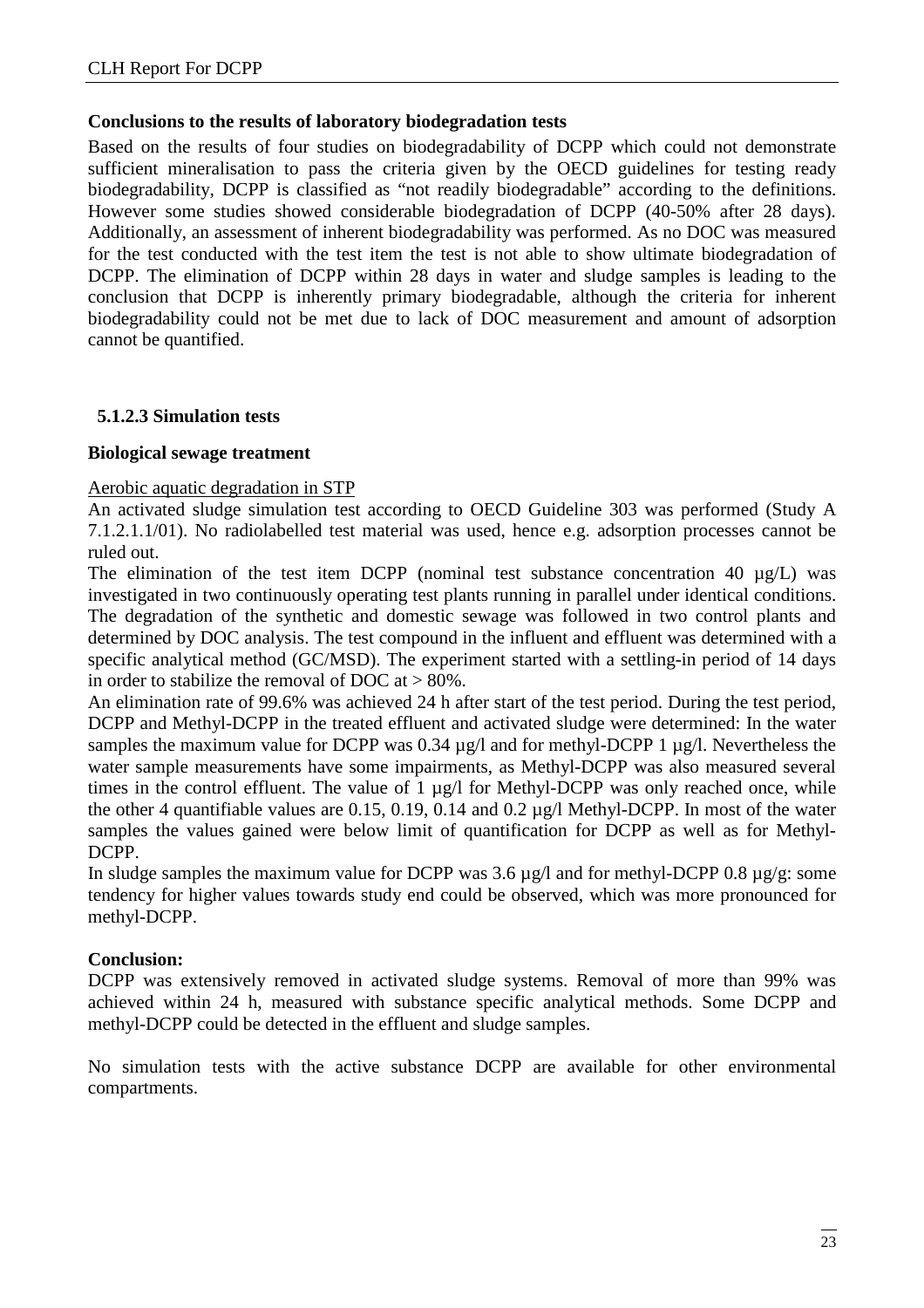**Conclusions to the results of laboratory biodegradation tests**

Based on the results of four studies on biodegradability of DCPP which could not demonstrate sufficient mineralisation to pass the criteria given by the OECD guidelines for testing ready biodegradability, DCPP is classified as "not readily biodegradable" according to the definitions. However some studies showed considerable biodegradation of DCPP (40-50% after 28 days). Additionally, an assessment of inherent biodegradability was performed. As no DOC was measured for the test conducted with the test item the test is not able to show ultimate biodegradation of DCPP. The elimination of DCPP within 28 days in water and sludge samples is leading to the conclusion that DCPP is inherently primary biodegradable, although the criteria for inherent biodegradability could not be met due to lack of DOC measurement and amount of adsorption cannot be quantified.

### 5.1.2.3 Simulation tests

**Biological sewage treatment**

Aerobic aquatic degradation in STP

An activated sludge simulation test according to OECD Guideline 303 was performed (Study A 7.1.2.1.1/01). No radiolabelled test material was used, hence e.g. adsorption processes cannot be ruled out.

The elimination of the test item DCPP (nominal test substance concentration 40 µg/L) was investigated in two continuously operating test plants running in parallel under identical conditions. The degradation of the synthetic and domestic sewage was followed in two control plants and determined by DOC analysis. The test compound in the influent and effluent was determined with a specific analytical method (GC/MSD). The experiment started with a settling-in period of 14 days in order to stabilize the removal of DOC at > 80%.

An elimination rate of 99.6% was achieved 24 h after start of the test period. During the test period, DCPP and Methyl-DCPP in the treated effluent and activated sludge were determined: In the water samples the maximum value for DCPP was 0.34 µg/l and for methyl-DCPP 1 µg/l. Nevertheless the water sample measurements have some impairments, as Methyl-DCPP was also measured several times in the control effluent. The value of 1 µg/l for Methyl-DCPP was only reached once, while the other 4 quantifiable values are 0.15, 0.19, 0.14 and 0.2 µg/l Methyl-DCPP. In most of the water samples the values gained were below limit of quantification for DCPP as well as for Methyl-DCPP.

In sludge samples the maximum value for DCPP was 3.6 µg/l and for methyl-DCPP 0.8 µg/g: some tendency for higher values towards study end could be observed, which was more pronounced for methyl-DCPP.

**Conclusion:**

DCPP was extensively removed in activated sludge systems. Removal of more than 99% was achieved within 24 h, measured with substance specific analytical methods. Some DCPP and methyl-DCPP could be detected in the effluent and sludge samples.

No simulation tests with the active substance DCPP are available for other environmental compartments.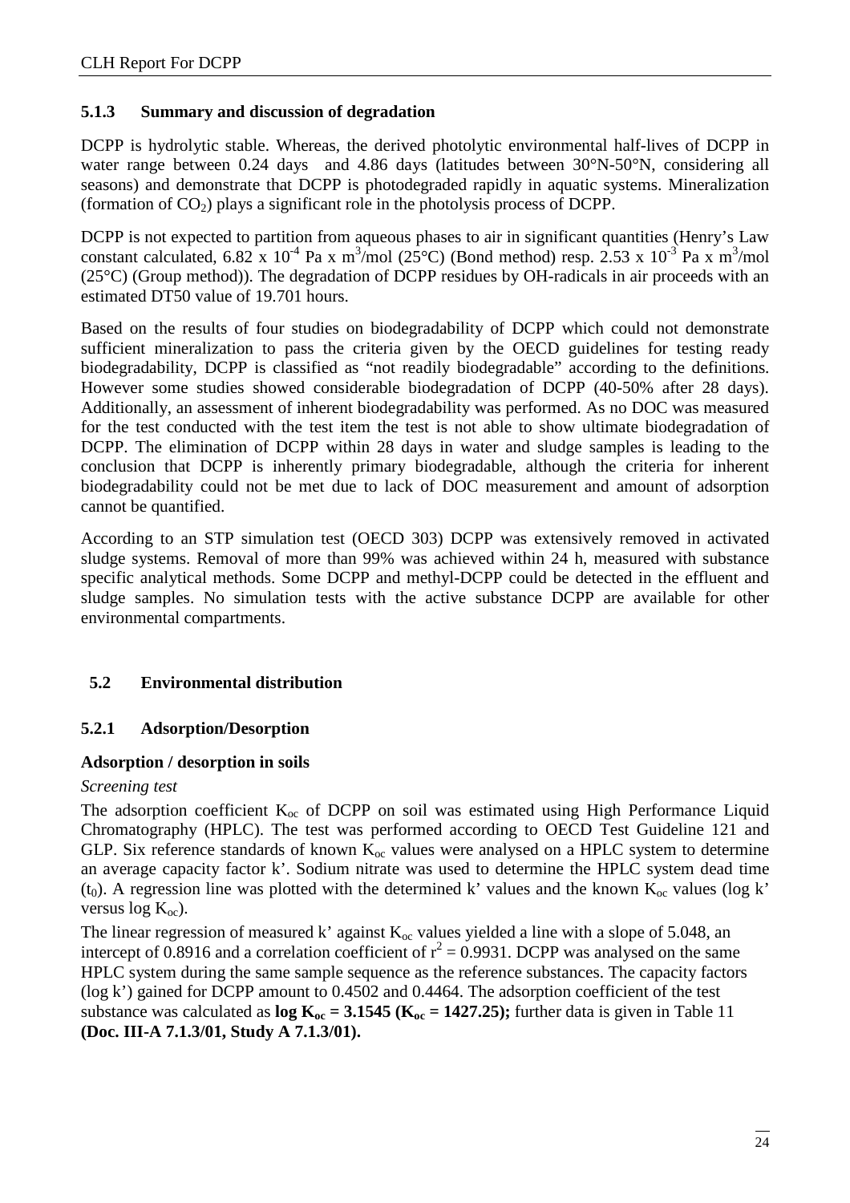### 5.1.3 Summary and discussion of degradation

DCPP is hydrolytic stable. Whereas, the derived photolytic environmental half-lives of DCPP in water range between 0.24 days and 4.86 days (latitudes between 30°N-50°N, considering all seasons) and demonstrate that DCPP is photodegraded rapidly in aquatic systems. Mineralization (formation of $CO_2$) plays a significant role in the photolysis process of DCPP.

DCPP is not expected to partition from aqueous phases to air in significant quantities (Henry's Law constant calculated, $6.82 \times 10^{-4}$ Pa x $m^3$/mol (25°C) (Bond method) resp. $2.53 \times 10^{-3}$ Pa x $m^3$/mol (25°C) (Group method)). The degradation of DCPP residues by OH-radicals in air proceeds with an estimated DT50 value of 19.701 hours.

Based on the results of four studies on biodegradability of DCPP which could not demonstrate sufficient mineralization to pass the criteria given by the OECD guidelines for testing ready biodegradability, DCPP is classified as "not readily biodegradable" according to the definitions. However some studies showed considerable biodegradation of DCPP (40-50% after 28 days). Additionally, an assessment of inherent biodegradability was performed. As no DOC was measured for the test conducted with the test item the test is not able to show ultimate biodegradation of DCPP. The elimination of DCPP within 28 days in water and sludge samples is leading to the conclusion that DCPP is inherently primary biodegradable, although the criteria for inherent biodegradability could not be met due to lack of DOC measurement and amount of adsorption cannot be quantified.

According to an STP simulation test (OECD 303) DCPP was extensively removed in activated sludge systems. Removal of more than 99% was achieved within 24 h, measured with substance specific analytical methods. Some DCPP and methyl-DCPP could be detected in the effluent and sludge samples. No simulation tests with the active substance DCPP are available for other environmental compartments.

## 5.2 Environmental distribution

### 5.2.1 Adsorption/Desorption

**Adsorption / desorption in soils**

*Screening test*

The adsorption coefficient $K_{oc}$ of DCPP on soil was estimated using High Performance Liquid Chromatography (HPLC). The test was performed according to OECD Test Guideline 121 and GLP. Six reference standards of known $K_{oc}$ values were analysed on a HPLC system to determine an average capacity factor k'. Sodium nitrate was used to determine the HPLC system dead time ($t_0$). A regression line was plotted with the determined k' values and the known $K_{oc}$ values (log k' versus log $K_{oc}$).

The linear regression of measured k' against $K_{oc}$ values yielded a line with a slope of 5.048, an intercept of 0.8916 and a correlation coefficient of $r^2 = 0.9931$. DCPP was analysed on the same HPLC system during the same sample sequence as the reference substances. The capacity factors (log k') gained for DCPP amount to 0.4502 and 0.4464. The adsorption coefficient of the test substance was calculated as **log $K_{oc}$ = 3.1545 ($K_{oc}$ = 1427.25);** further data is given in Table 11 **(Doc. III-A 7.1.3/01, Study A 7.1.3/01).**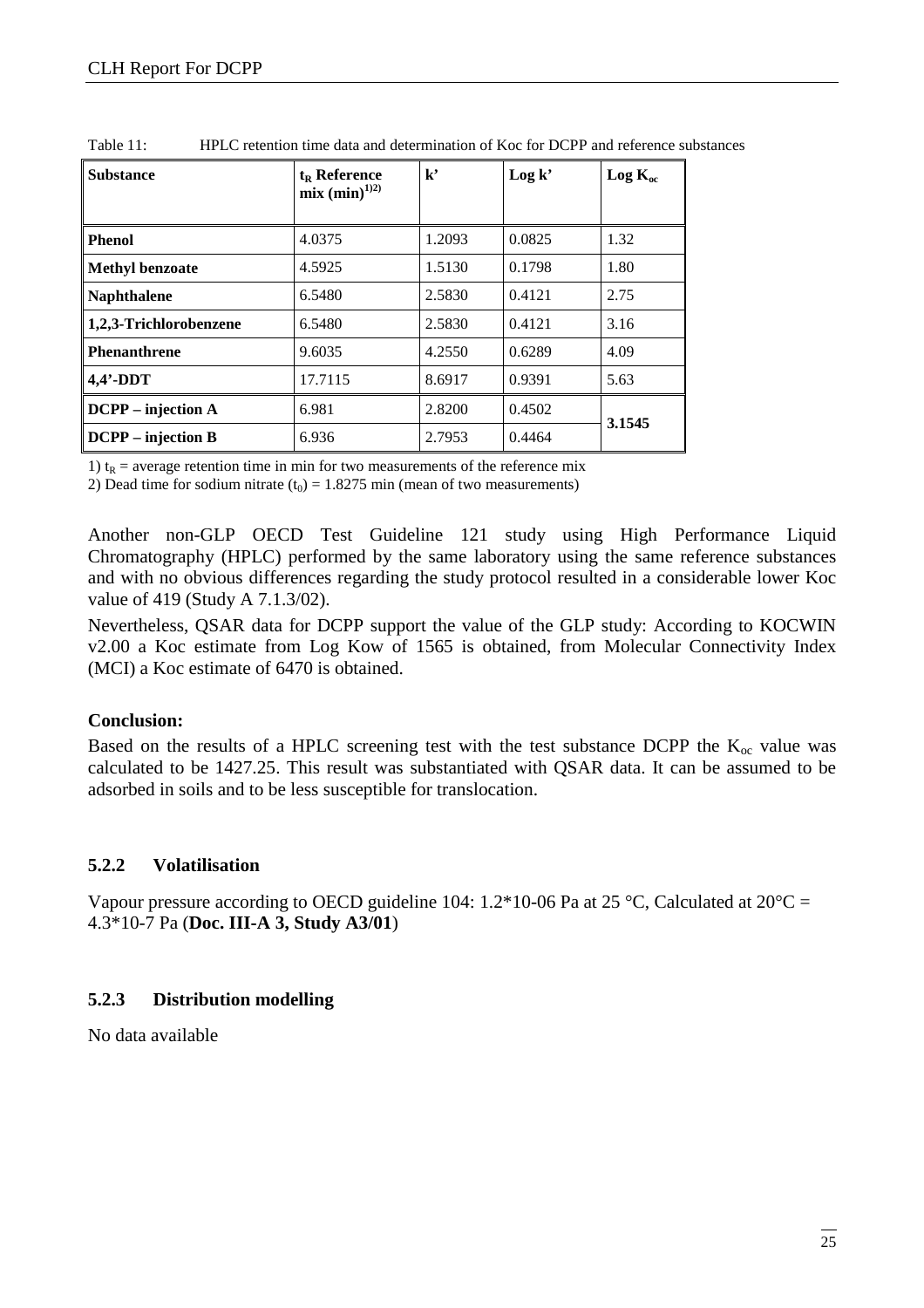Table 11: HPLC retention time data and determination of Koc for DCPP and reference substances

| Substance | $t_R$ Reference mix (min)[1)2)] | k' | Log k' | Log $K_{oc}$ |
|---|---|---|---|---|
| **Phenol** | 4.0375 | 1.2093 | 0.0825 | 1.32 |
| **Methyl benzoate** | 4.5925 | 1.5130 | 0.1798 | 1.80 |
| **Naphthalene** | 6.5480 | 2.5830 | 0.4121 | 2.75 |
| **1,2,3-Trichlorobenzene** | 6.5480 | 2.5830 | 0.4121 | 3.16 |
| **Phenanthrene** | 9.6035 | 4.2550 | 0.6289 | 4.09 |
| **4,4'-DDT** | 17.7115 | 8.6917 | 0.9391 | 5.63 |
| **DCPP – injection A** | 6.981 | 2.8200 | 0.4502 | **3.1545** |
| **DCPP – injection B** | 6.936 | 2.7953 | 0.4464 | |

1) $t_R$ = average retention time in min for two measurements of the reference mix

2) Dead time for sodium nitrate ($t_0$) = 1.8275 min (mean of two measurements)

Another non-GLP OECD Test Guideline 121 study using High Performance Liquid Chromatography (HPLC) performed by the same laboratory using the same reference substances and with no obvious differences regarding the study protocol resulted in a considerable lower Koc value of 419 (Study A 7.1.3/02).

Nevertheless, QSAR data for DCPP support the value of the GLP study: According to KOCWIN v2.00 a Koc estimate from Log Kow of 1565 is obtained, from Molecular Connectivity Index (MCI) a Koc estimate of 6470 is obtained.

**Conclusion:**

Based on the results of a HPLC screening test with the test substance DCPP the $K_{oc}$ value was calculated to be 1427.25. This result was substantiated with QSAR data. It can be assumed to be adsorbed in soils and to be less susceptible for translocation.

### 5.2.2 Volatilisation

Vapour pressure according to OECD guideline 104: 1.2*10-06 Pa at 25 °C, Calculated at 20°C = 4.3*10-7 Pa (**Doc. III-A 3, Study A3/01**)

### 5.2.3 Distribution modelling

No data available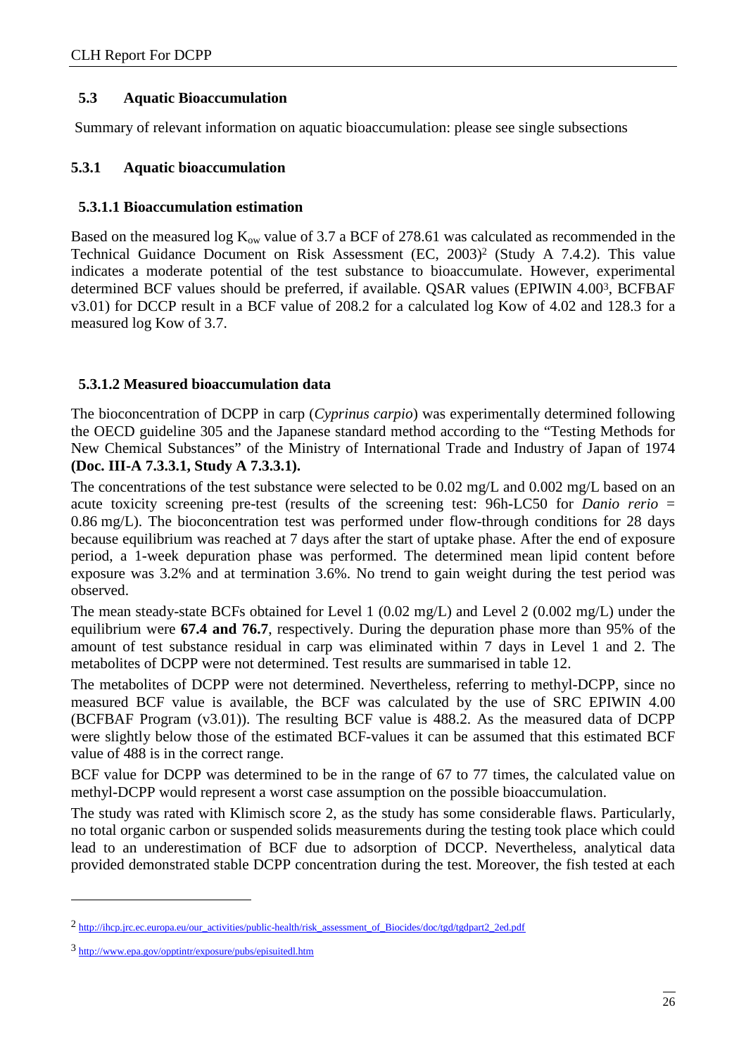## 5.3 Aquatic Bioaccumulation

Summary of relevant information on aquatic bioaccumulation: please see single subsections

### 5.3.1 Aquatic bioaccumulation

#### 5.3.1.1 Bioaccumulation estimation

Based on the measured log $K_{ow}$ value of 3.7 a BCF of 278.61 was calculated as recommended in the Technical Guidance Document on Risk Assessment (EC, 2003)[2] (Study A 7.4.2). This value indicates a moderate potential of the test substance to bioaccumulate. However, experimental determined BCF values should be preferred, if available. QSAR values (EPIWIN 4.00[3], BCFBAF v3.01) for DCCP result in a BCF value of 208.2 for a calculated log Kow of 4.02 and 128.3 for a measured log Kow of 3.7.

#### 5.3.1.2 Measured bioaccumulation data

The bioconcentration of DCPP in carp (*Cyprinus carpio*) was experimentally determined following the OECD guideline 305 and the Japanese standard method according to the "Testing Methods for New Chemical Substances" of the Ministry of International Trade and Industry of Japan of 1974 **(Doc. III-A 7.3.3.1, Study A 7.3.3.1).**

The concentrations of the test substance were selected to be 0.02 mg/L and 0.002 mg/L based on an acute toxicity screening pre-test (results of the screening test: 96h-LC50 for *Danio rerio* = 0.86 mg/L). The bioconcentration test was performed under flow-through conditions for 28 days because equilibrium was reached at 7 days after the start of uptake phase. After the end of exposure period, a 1-week depuration phase was performed. The determined mean lipid content before exposure was 3.2% and at termination 3.6%. No trend to gain weight during the test period was observed.

The mean steady-state BCFs obtained for Level 1 (0.02 mg/L) and Level 2 (0.002 mg/L) under the equilibrium were **67.4 and 76.7**, respectively. During the depuration phase more than 95% of the amount of test substance residual in carp was eliminated within 7 days in Level 1 and 2. The metabolites of DCPP were not determined. Test results are summarised in table 12.

The metabolites of DCPP were not determined. Nevertheless, referring to methyl-DCPP, since no measured BCF value is available, the BCF was calculated by the use of SRC EPIWIN 4.00 (BCFBAF Program (v3.01)). The resulting BCF value is 488.2. As the measured data of DCPP were slightly below those of the estimated BCF-values it can be assumed that this estimated BCF value of 488 is in the correct range.

BCF value for DCPP was determined to be in the range of 67 to 77 times, the calculated value on methyl-DCPP would represent a worst case assumption on the possible bioaccumulation.

The study was rated with Klimisch score 2, as the study has some considerable flaws. Particularly, no total organic carbon or suspended solids measurements during the testing took place which could lead to an underestimation of BCF due to adsorption of DCCP. Nevertheless, analytical data provided demonstrated stable DCPP concentration during the test. Moreover, the fish tested at each

---

[2] http://ihcp.jrc.ec.europa.eu/our_activities/public-health/risk_assessment_of_Biocides/doc/tgd/tgdpart2_2ed.pdf

[3] http://www.epa.gov/opptintr/exposure/pubs/episuitedl.htm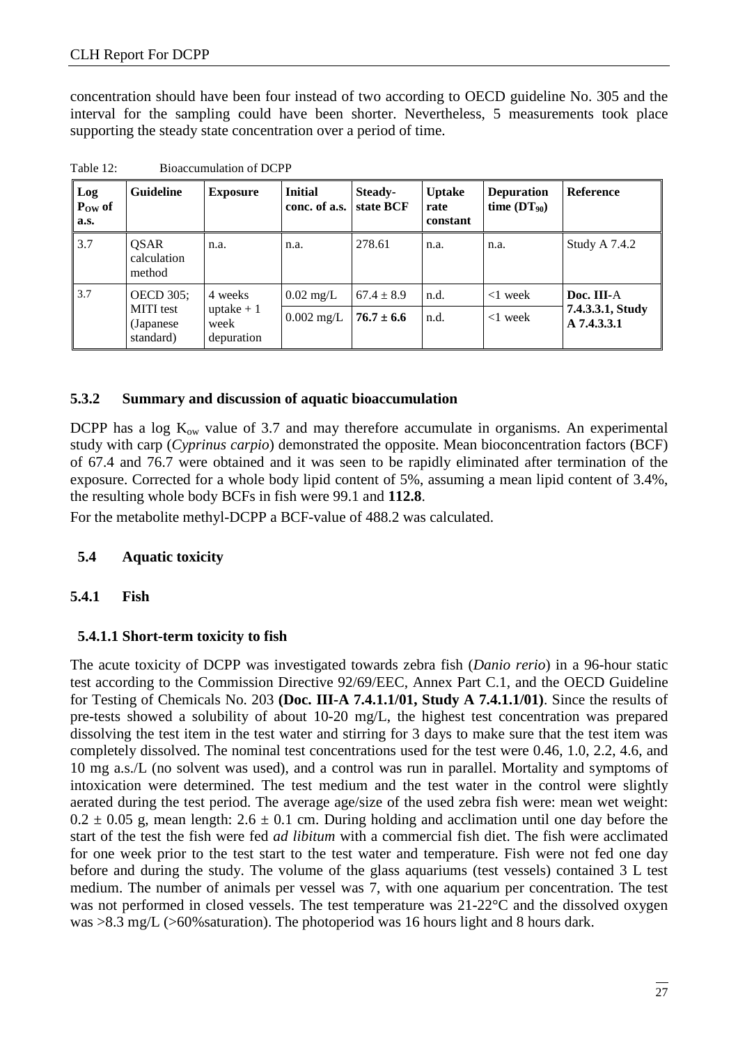concentration should have been four instead of two according to OECD guideline No. 305 and the interval for the sampling could have been shorter. Nevertheless, 5 measurements took place supporting the steady state concentration over a period of time.

Table 12: Bioaccumulation of DCPP

| Log $P_{OW}$ of a.s. | Guideline | Exposure | Initial conc. of a.s. | Steady-state BCF | Uptake rate constant | Depuration time ($DT_{90}$) | Reference |
|---|---|---|---|---|---|---|---|
| 3.7 | QSAR calculation method | n.a. | n.a. | 278.61 | n.a. | n.a. | Study A 7.4.2 |
| 3.7 | OECD 305; MITI test (Japanese standard) | 4 weeks uptake + 1 week depuration | 0.02 mg/L | 67.4 ± 8.9 | n.d. | <1 week | **Doc. III**-A **7.4.3.3.1, Study A 7.4.3.3.1** |
| | | | 0.002 mg/L | **76.7 ± 6.6** | n.d. | <1 week | |

### 5.3.2 Summary and discussion of aquatic bioaccumulation

DCPP has a log $K_{ow}$ value of 3.7 and may therefore accumulate in organisms. An experimental study with carp (*Cyprinus carpio*) demonstrated the opposite. Mean bioconcentration factors (BCF) of 67.4 and 76.7 were obtained and it was seen to be rapidly eliminated after termination of the exposure. Corrected for a whole body lipid content of 5%, assuming a mean lipid content of 3.4%, the resulting whole body BCFs in fish were 99.1 and **112.8**.

For the metabolite methyl-DCPP a BCF-value of 488.2 was calculated.

## 5.4 Aquatic toxicity

### 5.4.1 Fish

#### 5.4.1.1 Short-term toxicity to fish

The acute toxicity of DCPP was investigated towards zebra fish (*Danio rerio*) in a 96-hour static test according to the Commission Directive 92/69/EEC, Annex Part C.1, and the OECD Guideline for Testing of Chemicals No. 203 **(Doc. III-A 7.4.1.1/01, Study A 7.4.1.1/01)**. Since the results of pre-tests showed a solubility of about 10-20 mg/L, the highest test concentration was prepared dissolving the test item in the test water and stirring for 3 days to make sure that the test item was completely dissolved. The nominal test concentrations used for the test were 0.46, 1.0, 2.2, 4.6, and 10 mg a.s./L (no solvent was used), and a control was run in parallel. Mortality and symptoms of intoxication were determined. The test medium and the test water in the control were slightly aerated during the test period. The average age/size of the used zebra fish were: mean wet weight: 0.2 ± 0.05 g, mean length: 2.6 ± 0.1 cm. During holding and acclimation until one day before the start of the test the fish were fed *ad libitum* with a commercial fish diet. The fish were acclimated for one week prior to the test start to the test water and temperature. Fish were not fed one day before and during the study. The volume of the glass aquariums (test vessels) contained 3 L test medium. The number of animals per vessel was 7, with one aquarium per concentration. The test was not performed in closed vessels. The test temperature was 21-22°C and the dissolved oxygen was >8.3 mg/L (>60%saturation). The photoperiod was 16 hours light and 8 hours dark.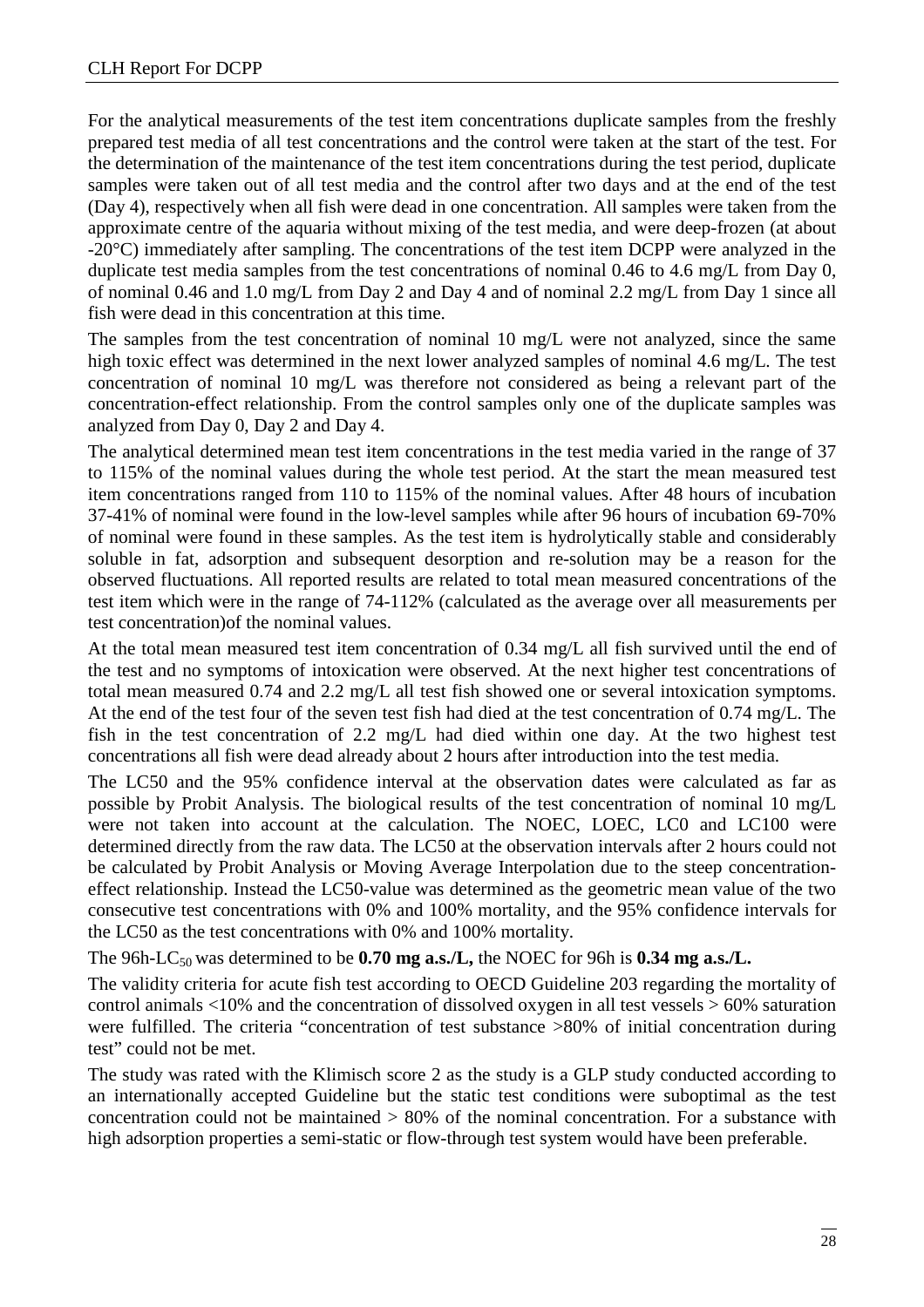For the analytical measurements of the test item concentrations duplicate samples from the freshly prepared test media of all test concentrations and the control were taken at the start of the test. For the determination of the maintenance of the test item concentrations during the test period, duplicate samples were taken out of all test media and the control after two days and at the end of the test (Day 4), respectively when all fish were dead in one concentration. All samples were taken from the approximate centre of the aquaria without mixing of the test media, and were deep-frozen (at about -20°C) immediately after sampling. The concentrations of the test item DCPP were analyzed in the duplicate test media samples from the test concentrations of nominal 0.46 to 4.6 mg/L from Day 0, of nominal 0.46 and 1.0 mg/L from Day 2 and Day 4 and of nominal 2.2 mg/L from Day 1 since all fish were dead in this concentration at this time.

The samples from the test concentration of nominal 10 mg/L were not analyzed, since the same high toxic effect was determined in the next lower analyzed samples of nominal 4.6 mg/L. The test concentration of nominal 10 mg/L was therefore not considered as being a relevant part of the concentration-effect relationship. From the control samples only one of the duplicate samples was analyzed from Day 0, Day 2 and Day 4.

The analytical determined mean test item concentrations in the test media varied in the range of 37 to 115% of the nominal values during the whole test period. At the start the mean measured test item concentrations ranged from 110 to 115% of the nominal values. After 48 hours of incubation 37-41% of nominal were found in the low-level samples while after 96 hours of incubation 69-70% of nominal were found in these samples. As the test item is hydrolytically stable and considerably soluble in fat, adsorption and subsequent desorption and re-solution may be a reason for the observed fluctuations. All reported results are related to total mean measured concentrations of the test item which were in the range of 74-112% (calculated as the average over all measurements per test concentration)of the nominal values.

At the total mean measured test item concentration of 0.34 mg/L all fish survived until the end of the test and no symptoms of intoxication were observed. At the next higher test concentrations of total mean measured 0.74 and 2.2 mg/L all test fish showed one or several intoxication symptoms. At the end of the test four of the seven test fish had died at the test concentration of 0.74 mg/L. The fish in the test concentration of 2.2 mg/L had died within one day. At the two highest test concentrations all fish were dead already about 2 hours after introduction into the test media.

The LC50 and the 95% confidence interval at the observation dates were calculated as far as possible by Probit Analysis. The biological results of the test concentration of nominal 10 mg/L were not taken into account at the calculation. The NOEC, LOEC, LC0 and LC100 were determined directly from the raw data. The LC50 at the observation intervals after 2 hours could not be calculated by Probit Analysis or Moving Average Interpolation due to the steep concentration-effect relationship. Instead the LC50-value was determined as the geometric mean value of the two consecutive test concentrations with 0% and 100% mortality, and the 95% confidence intervals for the LC50 as the test concentrations with 0% and 100% mortality.

The 96h-$LC_{50}$ was determined to be **0.70 mg a.s./L,** the NOEC for 96h is **0.34 mg a.s./L.**

The validity criteria for acute fish test according to OECD Guideline 203 regarding the mortality of control animals <10% and the concentration of dissolved oxygen in all test vessels > 60% saturation were fulfilled. The criteria "concentration of test substance >80% of initial concentration during test" could not be met.

The study was rated with the Klimisch score 2 as the study is a GLP study conducted according to an internationally accepted Guideline but the static test conditions were suboptimal as the test concentration could not be maintained > 80% of the nominal concentration. For a substance with high adsorption properties a semi-static or flow-through test system would have been preferable.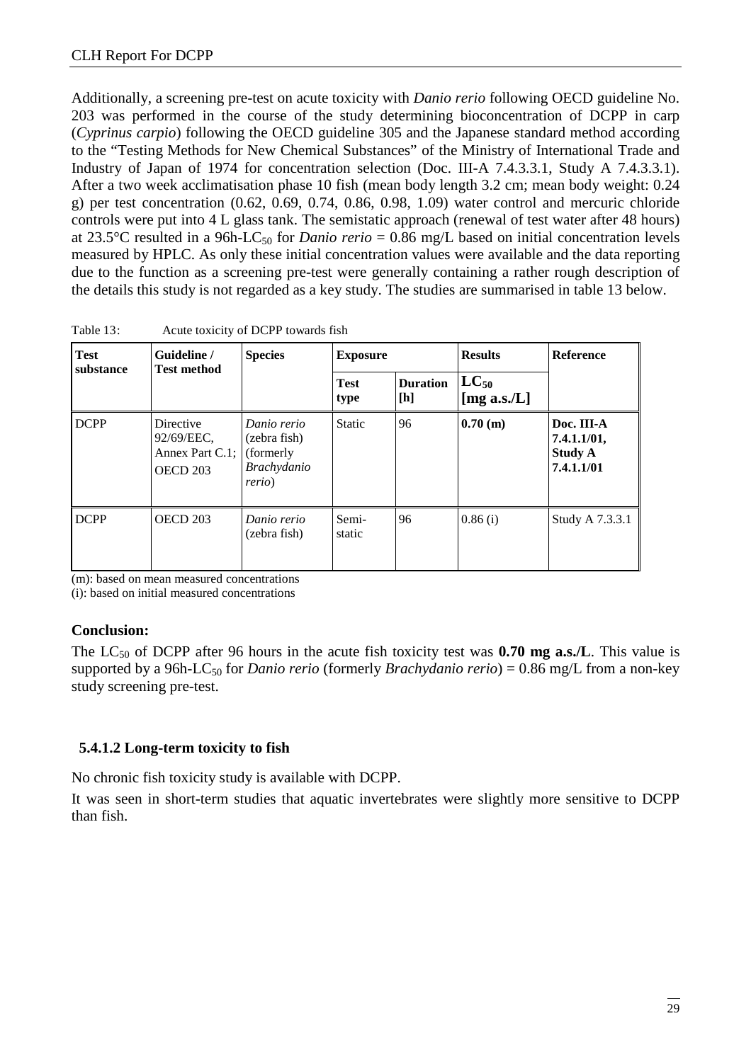Additionally, a screening pre-test on acute toxicity with *Danio rerio* following OECD guideline No. 203 was performed in the course of the study determining bioconcentration of DCPP in carp (*Cyprinus carpio*) following the OECD guideline 305 and the Japanese standard method according to the "Testing Methods for New Chemical Substances" of the Ministry of International Trade and Industry of Japan of 1974 for concentration selection (Doc. III-A 7.4.3.3.1, Study A 7.4.3.3.1). After a two week acclimatisation phase 10 fish (mean body length 3.2 cm; mean body weight: 0.24 g) per test concentration (0.62, 0.69, 0.74, 0.86, 0.98, 1.09) water control and mercuric chloride controls were put into 4 L glass tank. The semistatic approach (renewal of test water after 48 hours) at 23.5°C resulted in a 96h-$LC_{50}$ for *Danio rerio* = 0.86 mg/L based on initial concentration levels measured by HPLC. As only these initial concentration values were available and the data reporting due to the function as a screening pre-test were generally containing a rather rough description of the details this study is not regarded as a key study. The studies are summarised in table 13 below.

Table 13: Acute toxicity of DCPP towards fish

| Test substance | Guideline / Test method | Species | Exposure | | Results | Reference |
|---|---|---|---|---|---|---|
| | | | Test type | Duration [h] | $LC_{50}$ [mg a.s./L] | |
| DCPP | Directive 92/69/EEC, Annex Part C.1; OECD 203 | *Danio rerio* (zebra fish) (formerly *Brachydanio rerio*) | Static | 96 | **0.70 (m)** | **Doc. III-A 7.4.1.1/01, Study A 7.4.1.1/01** |
| DCPP | OECD 203 | *Danio rerio* (zebra fish) | Semi-static | 96 | 0.86 (i) | Study A 7.3.3.1 |

(m): based on mean measured concentrations
(i): based on initial measured concentrations

**Conclusion:**

The $LC_{50}$ of DCPP after 96 hours in the acute fish toxicity test was **0.70 mg a.s./L**. This value is supported by a 96h-$LC_{50}$ for *Danio rerio* (formerly *Brachydanio rerio*) = 0.86 mg/L from a non-key study screening pre-test.

### 5.4.1.2 Long-term toxicity to fish

No chronic fish toxicity study is available with DCPP.

It was seen in short-term studies that aquatic invertebrates were slightly more sensitive to DCPP than fish.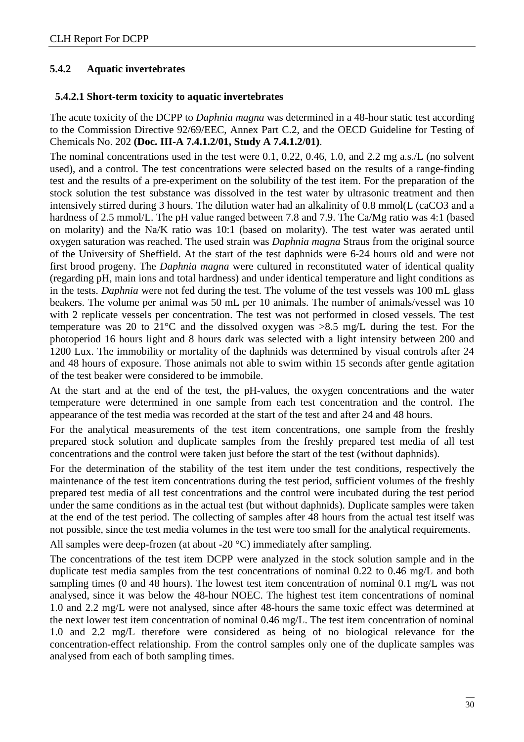### 5.4.2 Aquatic invertebrates

#### 5.4.2.1 Short-term toxicity to aquatic invertebrates

The acute toxicity of the DCPP to *Daphnia magna* was determined in a 48-hour static test according to the Commission Directive 92/69/EEC, Annex Part C.2, and the OECD Guideline for Testing of Chemicals No. 202 **(Doc. III-A 7.4.1.2/01, Study A 7.4.1.2/01)**.

The nominal concentrations used in the test were 0.1, 0.22, 0.46, 1.0, and 2.2 mg a.s./L (no solvent used), and a control. The test concentrations were selected based on the results of a range-finding test and the results of a pre-experiment on the solubility of the test item. For the preparation of the stock solution the test substance was dissolved in the test water by ultrasonic treatment and then intensively stirred during 3 hours. The dilution water had an alkalinity of 0.8 mmol(L (caCO3 and a hardness of 2.5 mmol/L. The pH value ranged between 7.8 and 7.9. The Ca/Mg ratio was 4:1 (based on molarity) and the Na/K ratio was 10:1 (based on molarity). The test water was aerated until oxygen saturation was reached. The used strain was *Daphnia magna* Straus from the original source of the University of Sheffield. At the start of the test daphnids were 6-24 hours old and were not first brood progeny. The *Daphnia magna* were cultured in reconstituted water of identical quality (regarding pH, main ions and total hardness) and under identical temperature and light conditions as in the tests. *Daphnia* were not fed during the test. The volume of the test vessels was 100 mL glass beakers. The volume per animal was 50 mL per 10 animals. The number of animals/vessel was 10 with 2 replicate vessels per concentration. The test was not performed in closed vessels. The test temperature was 20 to 21°C and the dissolved oxygen was >8.5 mg/L during the test. For the photoperiod 16 hours light and 8 hours dark was selected with a light intensity between 200 and 1200 Lux. The immobility or mortality of the daphnids was determined by visual controls after 24 and 48 hours of exposure. Those animals not able to swim within 15 seconds after gentle agitation of the test beaker were considered to be immobile.

At the start and at the end of the test, the pH-values, the oxygen concentrations and the water temperature were determined in one sample from each test concentration and the control. The appearance of the test media was recorded at the start of the test and after 24 and 48 hours.

For the analytical measurements of the test item concentrations, one sample from the freshly prepared stock solution and duplicate samples from the freshly prepared test media of all test concentrations and the control were taken just before the start of the test (without daphnids).

For the determination of the stability of the test item under the test conditions, respectively the maintenance of the test item concentrations during the test period, sufficient volumes of the freshly prepared test media of all test concentrations and the control were incubated during the test period under the same conditions as in the actual test (but without daphnids). Duplicate samples were taken at the end of the test period. The collecting of samples after 48 hours from the actual test itself was not possible, since the test media volumes in the test were too small for the analytical requirements.

All samples were deep-frozen (at about -20 °C) immediately after sampling.

The concentrations of the test item DCPP were analyzed in the stock solution sample and in the duplicate test media samples from the test concentrations of nominal 0.22 to 0.46 mg/L and both sampling times (0 and 48 hours). The lowest test item concentration of nominal 0.1 mg/L was not analysed, since it was below the 48-hour NOEC. The highest test item concentrations of nominal 1.0 and 2.2 mg/L were not analysed, since after 48-hours the same toxic effect was determined at the next lower test item concentration of nominal 0.46 mg/L. The test item concentration of nominal 1.0 and 2.2 mg/L therefore were considered as being of no biological relevance for the concentration-effect relationship. From the control samples only one of the duplicate samples was analysed from each of both sampling times.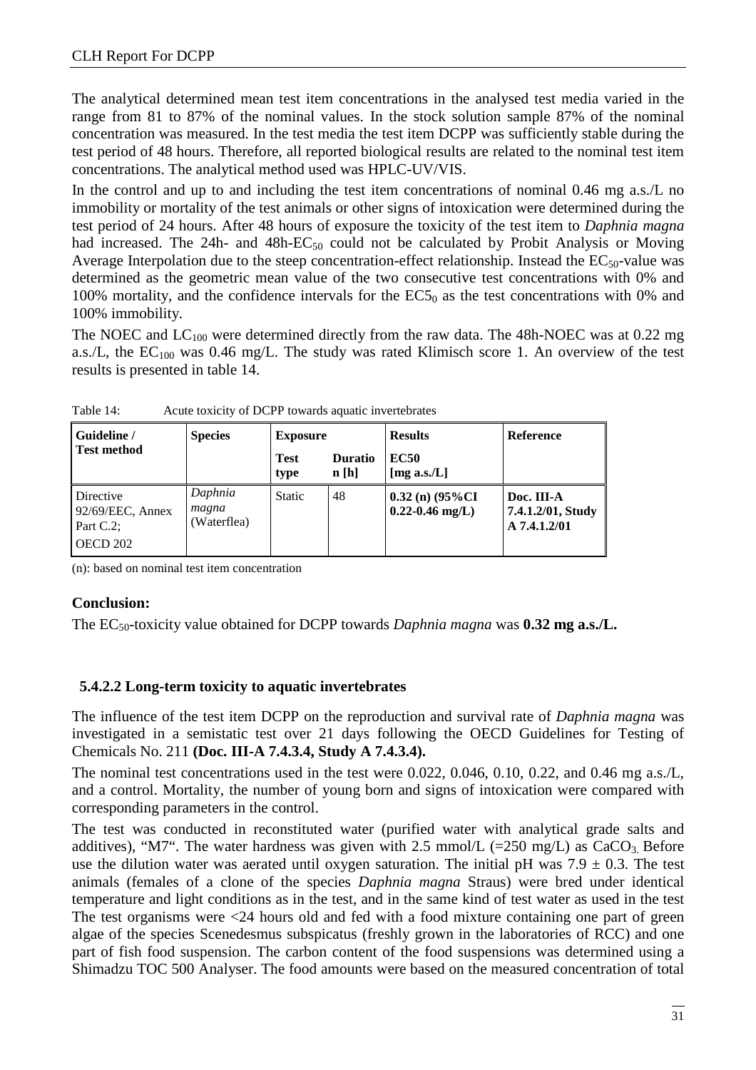The analytical determined mean test item concentrations in the analysed test media varied in the range from 81 to 87% of the nominal values. In the stock solution sample 87% of the nominal concentration was measured. In the test media the test item DCPP was sufficiently stable during the test period of 48 hours. Therefore, all reported biological results are related to the nominal test item concentrations. The analytical method used was HPLC-UV/VIS.

In the control and up to and including the test item concentrations of nominal 0.46 mg a.s./L no immobility or mortality of the test animals or other signs of intoxication were determined during the test period of 24 hours. After 48 hours of exposure the toxicity of the test item to *Daphnia magna* had increased. The 24h- and 48h-$EC_{50}$ could not be calculated by Probit Analysis or Moving Average Interpolation due to the steep concentration-effect relationship. Instead the $EC_{50}$-value was determined as the geometric mean value of the two consecutive test concentrations with 0% and 100% mortality, and the confidence intervals for the $EC5_0$ as the test concentrations with 0% and 100% immobility.

The NOEC and $LC_{100}$ were determined directly from the raw data. The 48h-NOEC was at 0.22 mg a.s./L, the $EC_{100}$ was 0.46 mg/L. The study was rated Klimisch score 1. An overview of the test results is presented in table 14.

Table 14: Acute toxicity of DCPP towards aquatic invertebrates

| Guideline / Test method | Species | Exposure | | Results | Reference |
|---|---|---|---|---|---|
| | | **Test type** | **Duration [h]** | **EC50 [mg a.s./L]** | |
| Directive 92/69/EEC, Annex Part C.2; OECD 202 | *Daphnia magna* (Waterflea) | Static | 48 | **0.32 (n) (95%CI 0.22-0.46 mg/L)** | **Doc. III-A 7.4.1.2/01, Study A 7.4.1.2/01** |

(n): based on nominal test item concentration

**Conclusion:**

The $EC_{50}$-toxicity value obtained for DCPP towards *Daphnia magna* was **0.32 mg a.s./L.**

### 5.4.2.2 Long-term toxicity to aquatic invertebrates

The influence of the test item DCPP on the reproduction and survival rate of *Daphnia magna* was investigated in a semistatic test over 21 days following the OECD Guidelines for Testing of Chemicals No. 211 **(Doc. III-A 7.4.3.4, Study A 7.4.3.4).**

The nominal test concentrations used in the test were 0.022, 0.046, 0.10, 0.22, and 0.46 mg a.s./L, and a control. Mortality, the number of young born and signs of intoxication were compared with corresponding parameters in the control.

The test was conducted in reconstituted water (purified water with analytical grade salts and additives), "M7". The water hardness was given with 2.5 mmol/L (=250 mg/L) as $CaCO_3$. Before use the dilution water was aerated until oxygen saturation. The initial pH was 7.9 ± 0.3. The test animals (females of a clone of the species *Daphnia magna* Straus) were bred under identical temperature and light conditions as in the test, and in the same kind of test water as used in the test The test organisms were <24 hours old and fed with a food mixture containing one part of green algae of the species Scenedesmus subspicatus (freshly grown in the laboratories of RCC) and one part of fish food suspension. The carbon content of the food suspensions was determined using a Shimadzu TOC 500 Analyser. The food amounts were based on the measured concentration of total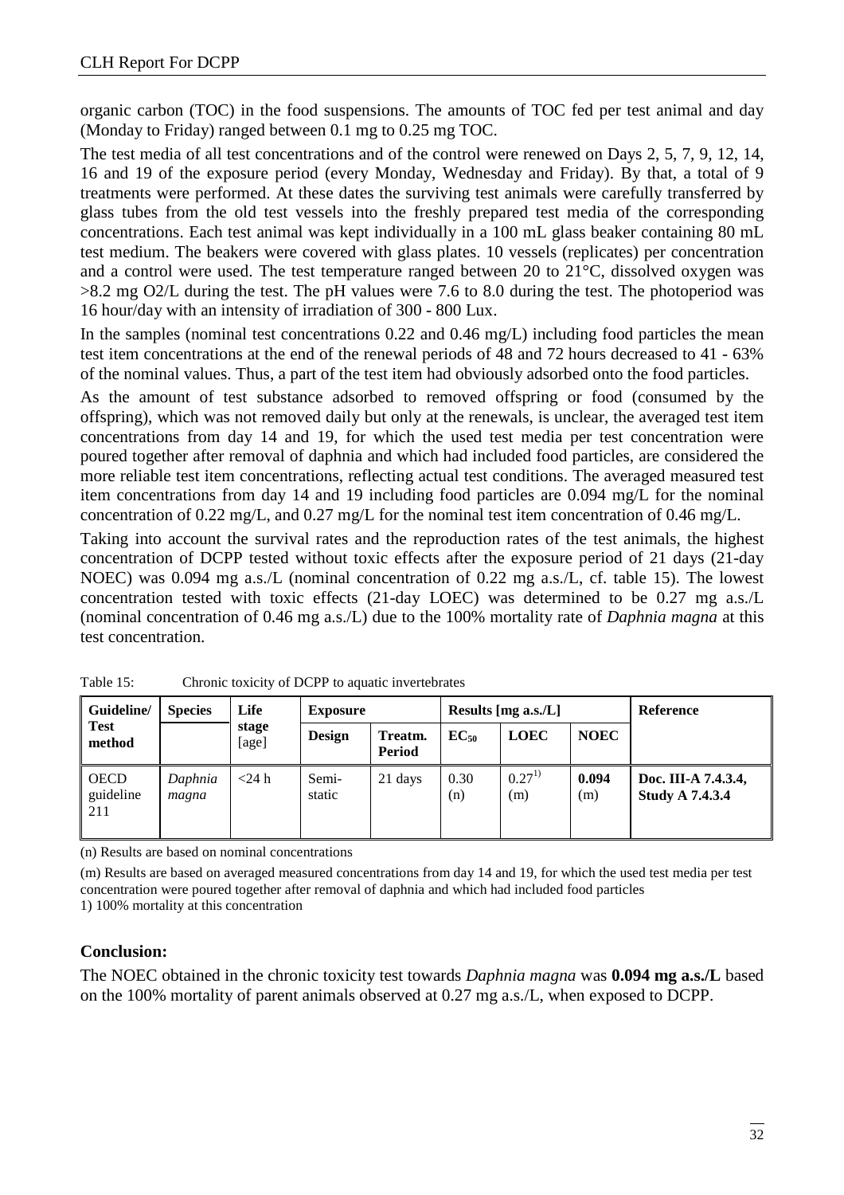organic carbon (TOC) in the food suspensions. The amounts of TOC fed per test animal and day (Monday to Friday) ranged between 0.1 mg to 0.25 mg TOC.

The test media of all test concentrations and of the control were renewed on Days 2, 5, 7, 9, 12, 14, 16 and 19 of the exposure period (every Monday, Wednesday and Friday). By that, a total of 9 treatments were performed. At these dates the surviving test animals were carefully transferred by glass tubes from the old test vessels into the freshly prepared test media of the corresponding concentrations. Each test animal was kept individually in a 100 mL glass beaker containing 80 mL test medium. The beakers were covered with glass plates. 10 vessels (replicates) per concentration and a control were used. The test temperature ranged between 20 to 21°C, dissolved oxygen was >8.2 mg O2/L during the test. The pH values were 7.6 to 8.0 during the test. The photoperiod was 16 hour/day with an intensity of irradiation of 300 - 800 Lux.

In the samples (nominal test concentrations 0.22 and 0.46 mg/L) including food particles the mean test item concentrations at the end of the renewal periods of 48 and 72 hours decreased to 41 - 63% of the nominal values. Thus, a part of the test item had obviously adsorbed onto the food particles.

As the amount of test substance adsorbed to removed offspring or food (consumed by the offspring), which was not removed daily but only at the renewals, is unclear, the averaged test item concentrations from day 14 and 19, for which the used test media per test concentration were poured together after removal of daphnia and which had included food particles, are considered the more reliable test item concentrations, reflecting actual test conditions. The averaged measured test item concentrations from day 14 and 19 including food particles are 0.094 mg/L for the nominal concentration of 0.22 mg/L, and 0.27 mg/L for the nominal test item concentration of 0.46 mg/L.

Taking into account the survival rates and the reproduction rates of the test animals, the highest concentration of DCPP tested without toxic effects after the exposure period of 21 days (21-day NOEC) was 0.094 mg a.s./L (nominal concentration of 0.22 mg a.s./L, cf. table 15). The lowest concentration tested with toxic effects (21-day LOEC) was determined to be 0.27 mg a.s./L (nominal concentration of 0.46 mg a.s./L) due to the 100% mortality rate of *Daphnia magna* at this test concentration.

Table 15: Chronic toxicity of DCPP to aquatic invertebrates

| Guideline/ Test method | Species | Life stage [age] | Exposure | | Results [mg a.s./L] | | | Reference |
|---|---|---|---|---|---|---|---|---|
| | | | Design | Treatm. Period | $EC_{50}$ | LOEC | NOEC | |
| OECD guideline 211 | *Daphnia magna* | <24 h | Semi-static | 21 days | 0.30 (n) | 0.27[1] (m) | **0.094** (m) | **Doc. III-A 7.4.3.4, Study A 7.4.3.4** |

(n) Results are based on nominal concentrations

(m) Results are based on averaged measured concentrations from day 14 and 19, for which the used test media per test concentration were poured together after removal of daphnia and which had included food particles

1) 100% mortality at this concentration

### Conclusion:

The NOEC obtained in the chronic toxicity test towards *Daphnia magna* was **0.094 mg a.s./L** based on the 100% mortality of parent animals observed at 0.27 mg a.s./L, when exposed to DCPP.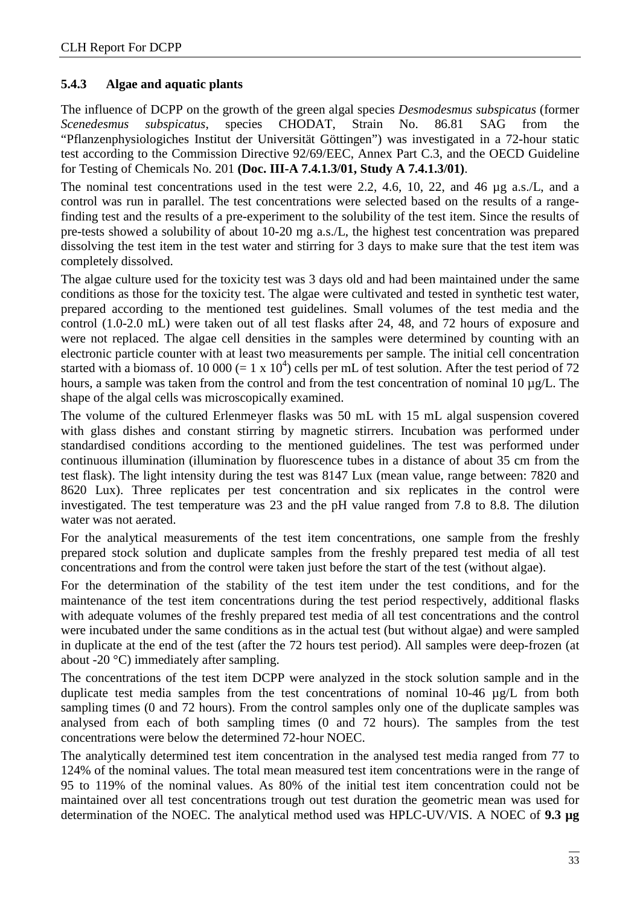### 5.4.3 Algae and aquatic plants

The influence of DCPP on the growth of the green algal species *Desmodesmus subspicatus* (former *Scenedesmus subspicatus*, species CHODAT, Strain No. 86.81 SAG from the "Pflanzenphysiologiches Institut der Universität Göttingen") was investigated in a 72-hour static test according to the Commission Directive 92/69/EEC, Annex Part C.3, and the OECD Guideline for Testing of Chemicals No. 201 **(Doc. III-A 7.4.1.3/01, Study A 7.4.1.3/01)**.

The nominal test concentrations used in the test were 2.2, 4.6, 10, 22, and 46 µg a.s./L, and a control was run in parallel. The test concentrations were selected based on the results of a range-finding test and the results of a pre-experiment to the solubility of the test item. Since the results of pre-tests showed a solubility of about 10-20 mg a.s./L, the highest test concentration was prepared dissolving the test item in the test water and stirring for 3 days to make sure that the test item was completely dissolved.

The algae culture used for the toxicity test was 3 days old and had been maintained under the same conditions as those for the toxicity test. The algae were cultivated and tested in synthetic test water, prepared according to the mentioned test guidelines. Small volumes of the test media and the control (1.0-2.0 mL) were taken out of all test flasks after 24, 48, and 72 hours of exposure and were not replaced. The algae cell densities in the samples were determined by counting with an electronic particle counter with at least two measurements per sample. The initial cell concentration started with a biomass of. 10 000 (= $1 \times 10^4$) cells per mL of test solution. After the test period of 72 hours, a sample was taken from the control and from the test concentration of nominal 10 µg/L. The shape of the algal cells was microscopically examined.

The volume of the cultured Erlenmeyer flasks was 50 mL with 15 mL algal suspension covered with glass dishes and constant stirring by magnetic stirrers. Incubation was performed under standardised conditions according to the mentioned guidelines. The test was performed under continuous illumination (illumination by fluorescence tubes in a distance of about 35 cm from the test flask). The light intensity during the test was 8147 Lux (mean value, range between: 7820 and 8620 Lux). Three replicates per test concentration and six replicates in the control were investigated. The test temperature was 23 and the pH value ranged from 7.8 to 8.8. The dilution water was not aerated.

For the analytical measurements of the test item concentrations, one sample from the freshly prepared stock solution and duplicate samples from the freshly prepared test media of all test concentrations and from the control were taken just before the start of the test (without algae).

For the determination of the stability of the test item under the test conditions, and for the maintenance of the test item concentrations during the test period respectively, additional flasks with adequate volumes of the freshly prepared test media of all test concentrations and the control were incubated under the same conditions as in the actual test (but without algae) and were sampled in duplicate at the end of the test (after the 72 hours test period). All samples were deep-frozen (at about -20 °C) immediately after sampling.

The concentrations of the test item DCPP were analyzed in the stock solution sample and in the duplicate test media samples from the test concentrations of nominal 10-46 µg/L from both sampling times (0 and 72 hours). From the control samples only one of the duplicate samples was analysed from each of both sampling times (0 and 72 hours). The samples from the test concentrations were below the determined 72-hour NOEC.

The analytically determined test item concentration in the analysed test media ranged from 77 to 124% of the nominal values. The total mean measured test item concentrations were in the range of 95 to 119% of the nominal values. As 80% of the initial test item concentration could not be maintained over all test concentrations trough out test duration the geometric mean was used for determination of the NOEC. The analytical method used was HPLC-UV/VIS. A NOEC of **9.3 µg**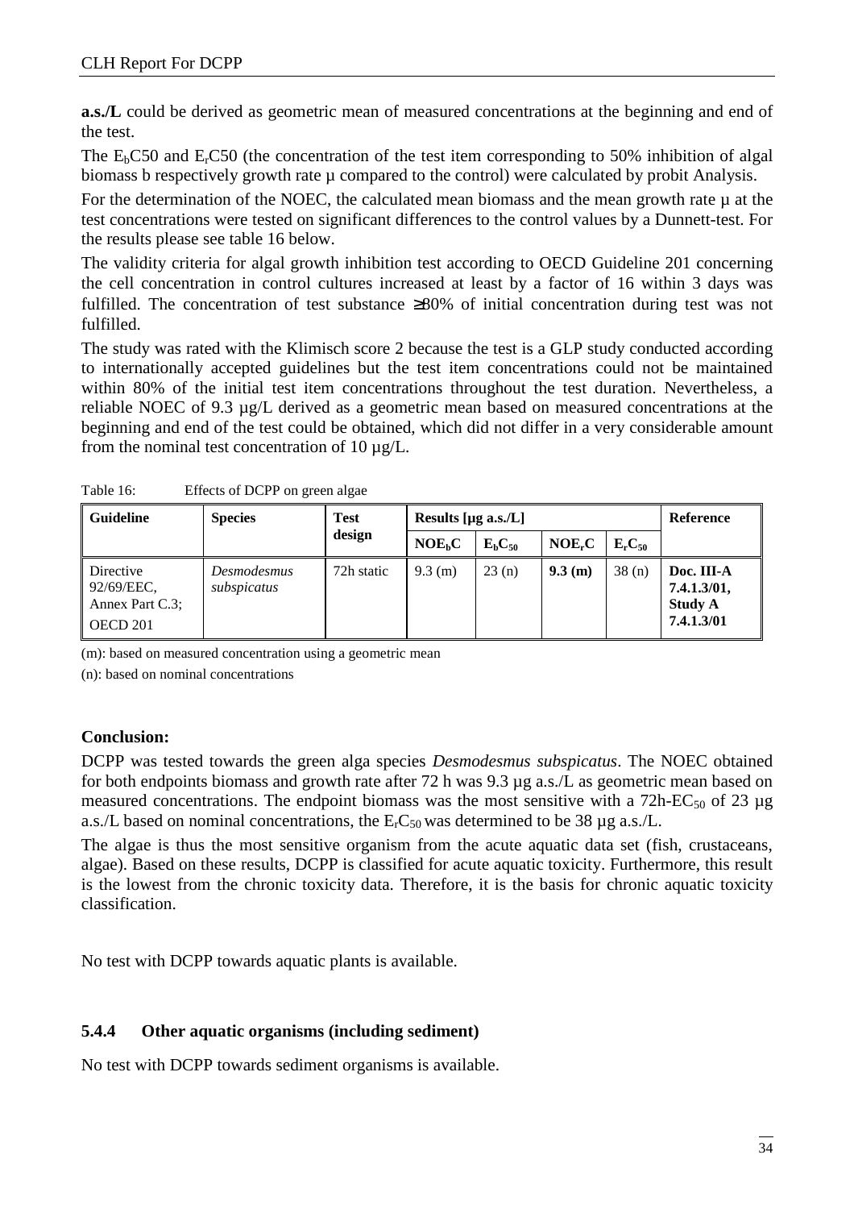**a.s./L** could be derived as geometric mean of measured concentrations at the beginning and end of the test.

The $E_bC50$ and $E_rC50$ (the concentration of the test item corresponding to 50% inhibition of algal biomass b respectively growth rate µ compared to the control) were calculated by probit Analysis.

For the determination of the NOEC, the calculated mean biomass and the mean growth rate µ at the test concentrations were tested on significant differences to the control values by a Dunnett-test. For the results please see table 16 below.

The validity criteria for algal growth inhibition test according to OECD Guideline 201 concerning the cell concentration in control cultures increased at least by a factor of 16 within 3 days was fulfilled. The concentration of test substance ≥80% of initial concentration during test was not fulfilled.

The study was rated with the Klimisch score 2 because the test is a GLP study conducted according to internationally accepted guidelines but the test item concentrations could not be maintained within 80% of the initial test item concentrations throughout the test duration. Nevertheless, a reliable NOEC of 9.3 µg/L derived as a geometric mean based on measured concentrations at the beginning and end of the test could be obtained, which did not differ in a very considerable amount from the nominal test concentration of 10 µg/L.

Table 16: Effects of DCPP on green algae

| Guideline | Species | Test design | Results [µg a.s./L] | | | | Reference |
|---|---|---|---|---|---|---|---|
| | | | $NOE_bC$ | $E_bC_{50}$ | $NOE_rC$ | $E_rC_{50}$ | |
| Directive 92/69/EEC, Annex Part C.3; OECD 201 | *Desmodesmus subspicatus* | 72h static | 9.3 (m) | 23 (n) | **9.3 (m)** | 38 (n) | **Doc. III-A 7.4.1.3/01, Study A 7.4.1.3/01** |

(m): based on measured concentration using a geometric mean

(n): based on nominal concentrations

**Conclusion:**

DCPP was tested towards the green alga species *Desmodesmus subspicatus*. The NOEC obtained for both endpoints biomass and growth rate after 72 h was 9.3 µg a.s./L as geometric mean based on measured concentrations. The endpoint biomass was the most sensitive with a 72h-$EC_{50}$ of 23 µg a.s./L based on nominal concentrations, the $E_rC_{50}$ was determined to be 38 µg a.s./L.

The algae is thus the most sensitive organism from the acute aquatic data set (fish, crustaceans, algae). Based on these results, DCPP is classified for acute aquatic toxicity. Furthermore, this result is the lowest from the chronic toxicity data. Therefore, it is the basis for chronic aquatic toxicity classification.

No test with DCPP towards aquatic plants is available.

### 5.4.4 Other aquatic organisms (including sediment)

No test with DCPP towards sediment organisms is available.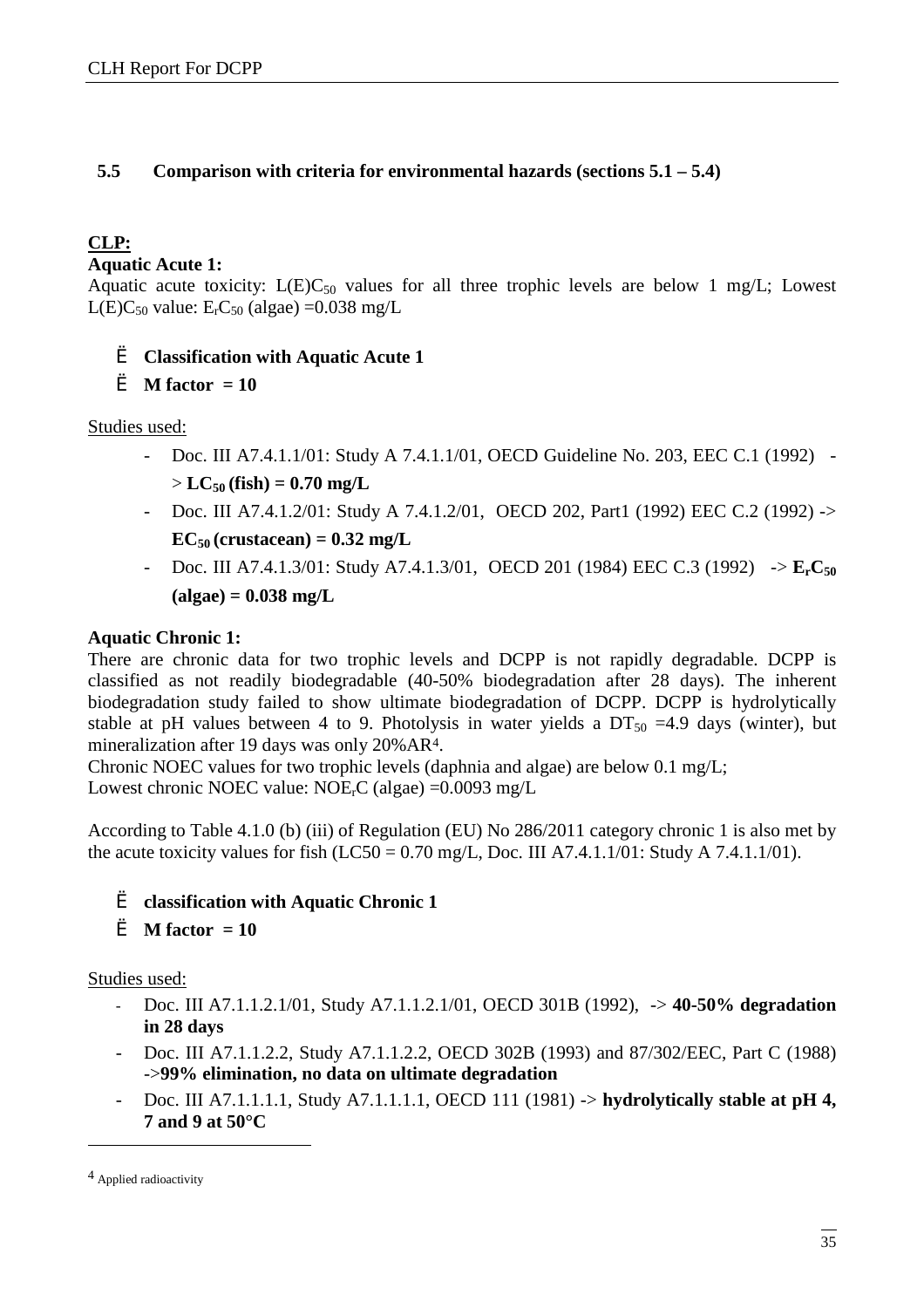## 5.5 Comparison with criteria for environmental hazards (sections 5.1 – 5.4)

**CLP:**

**Aquatic Acute 1:**

Aquatic acute toxicity: $L(E)C_{50}$ values for all three trophic levels are below 1 mg/L; Lowest $L(E)C_{50}$ value: $E_rC_{50}$ (algae) =0.038 mg/L

- Ë **Classification with Aquatic Acute 1**
- Ë **M factor = 10**

Studies used:

- Doc. III A7.4.1.1/01: Study A 7.4.1.1/01, OECD Guideline No. 203, EEC C.1 (1992) -> **$LC_{50}$ (fish) = 0.70 mg/L**
- Doc. III A7.4.1.2/01: Study A 7.4.1.2/01, OECD 202, Part1 (1992) EEC C.2 (1992) -> **$EC_{50}$ (crustacean) = 0.32 mg/L**
- Doc. III A7.4.1.3/01: Study A7.4.1.3/01, OECD 201 (1984) EEC C.3 (1992) -> **$E_rC_{50}$ (algae) = 0.038 mg/L**

**Aquatic Chronic 1:**

There are chronic data for two trophic levels and DCPP is not rapidly degradable. DCPP is classified as not readily biodegradable (40-50% biodegradation after 28 days). The inherent biodegradation study failed to show ultimate biodegradation of DCPP. DCPP is hydrolytically stable at pH values between 4 to 9. Photolysis in water yields a $DT_{50}$ =4.9 days (winter), but mineralization after 19 days was only 20%AR[4].

Chronic NOEC values for two trophic levels (daphnia and algae) are below 0.1 mg/L;

Lowest chronic NOEC value: $NOE_rC$ (algae) =0.0093 mg/L

According to Table 4.1.0 (b) (iii) of Regulation (EU) No 286/2011 category chronic 1 is also met by the acute toxicity values for fish (LC50 = 0.70 mg/L, Doc. III A7.4.1.1/01: Study A 7.4.1.1/01).

- Ë **classification with Aquatic Chronic 1**
- Ë **M factor = 10**

Studies used:

- Doc. III A7.1.1.2.1/01, Study A7.1.1.2.1/01, OECD 301B (1992), -> **40-50% degradation in 28 days**
- Doc. III A7.1.1.2.2, Study A7.1.1.2.2, OECD 302B (1993) and 87/302/EEC, Part C (1988) ->**99% elimination, no data on ultimate degradation**
- Doc. III A7.1.1.1.1, Study A7.1.1.1.1, OECD 111 (1981) -> **hydrolytically stable at pH 4, 7 and 9 at 50°C**

[4] Applied radioactivity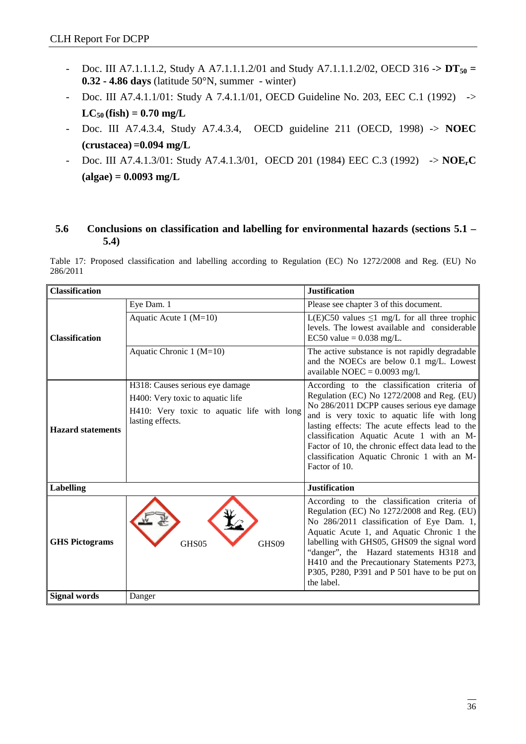- Doc. III A7.1.1.1.2, Study A A7.1.1.1.2/01 and Study A7.1.1.1.2/02, OECD 316 -> **$DT_{50}$ = 0.32 - 4.86 days** (latitude 50°N, summer - winter)
- Doc. III A7.4.1.1/01: Study A 7.4.1.1/01, OECD Guideline No. 203, EEC C.1 (1992) -> **$LC_{50}$ (fish) = 0.70 mg/L**
- Doc. III A7.4.3.4, Study A7.4.3.4, OECD guideline 211 (OECD, 1998) -> **NOEC (crustacea) =0.094 mg/L**
- Doc. III A7.4.1.3/01: Study A7.4.1.3/01, OECD 201 (1984) EEC C.3 (1992) -> **$NOE_rC$ (algae) = 0.0093 mg/L**

## 5.6 Conclusions on classification and labelling for environmental hazards (sections 5.1 – 5.4)

Table 17: Proposed classification and labelling according to Regulation (EC) No 1272/2008 and Reg. (EU) No 286/2011

| **Classification** | | **Justification** |
|---|---|---|
| **Classification** | Eye Dam. 1 | Please see chapter 3 of this document. |
| | Aquatic Acute 1 (M=10) | L(E)C50 values ≤1 mg/L for all three trophic levels. The lowest available and considerable EC50 value = 0.038 mg/L. |
| | Aquatic Chronic 1 (M=10) | The active substance is not rapidly degradable and the NOECs are below 0.1 mg/L. Lowest available NOEC = 0.0093 mg/l. |
| **Hazard statements** | H318: Causes serious eye damage<br>H400: Very toxic to aquatic life<br>H410: Very toxic to aquatic life with long lasting effects. | According to the classification criteria of Regulation (EC) No 1272/2008 and Reg. (EU) No 286/2011 DCPP causes serious eye damage and is very toxic to aquatic life with long lasting effects: The acute effects lead to the classification Aquatic Acute 1 with an M-Factor of 10, the chronic effect data lead to the classification Aquatic Chronic 1 with an M-Factor of 10. |
| **Labelling** | | **Justification** |
| **GHS Pictograms** | GHS05 GHS09 | According to the classification criteria of Regulation (EC) No 1272/2008 and Reg. (EU) No 286/2011 classification of Eye Dam. 1, Aquatic Acute 1, and Aquatic Chronic 1 the labelling with GHS05, GHS09 the signal word "danger", the Hazard statements H318 and H410 and the Precautionary Statements P273, P305, P280, P391 and P 501 have to be put on the label. |
| **Signal words** | Danger | |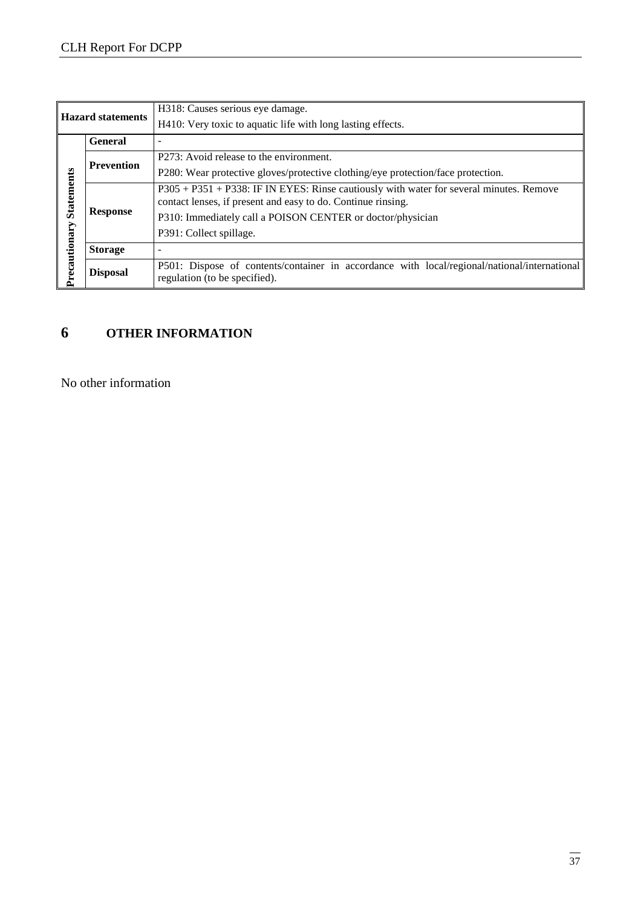| | | |
|---|---|---|
| **Hazard statements** | | H318: Causes serious eye damage.<br>H410: Very toxic to aquatic life with long lasting effects. |
| **Precautionary Statements** | **General** | - |
| | **Prevention** | P273: Avoid release to the environment.<br>P280: Wear protective gloves/protective clothing/eye protection/face protection. |
| | **Response** | P305 + P351 + P338: IF IN EYES: Rinse cautiously with water for several minutes. Remove contact lenses, if present and easy to do. Continue rinsing.<br>P310: Immediately call a POISON CENTER or doctor/physician<br>P391: Collect spillage. |
| | **Storage** | - |
| | **Disposal** | P501: Dispose of contents/container in accordance with local/regional/national/international regulation (to be specified). |

# 6 OTHER INFORMATION

No other information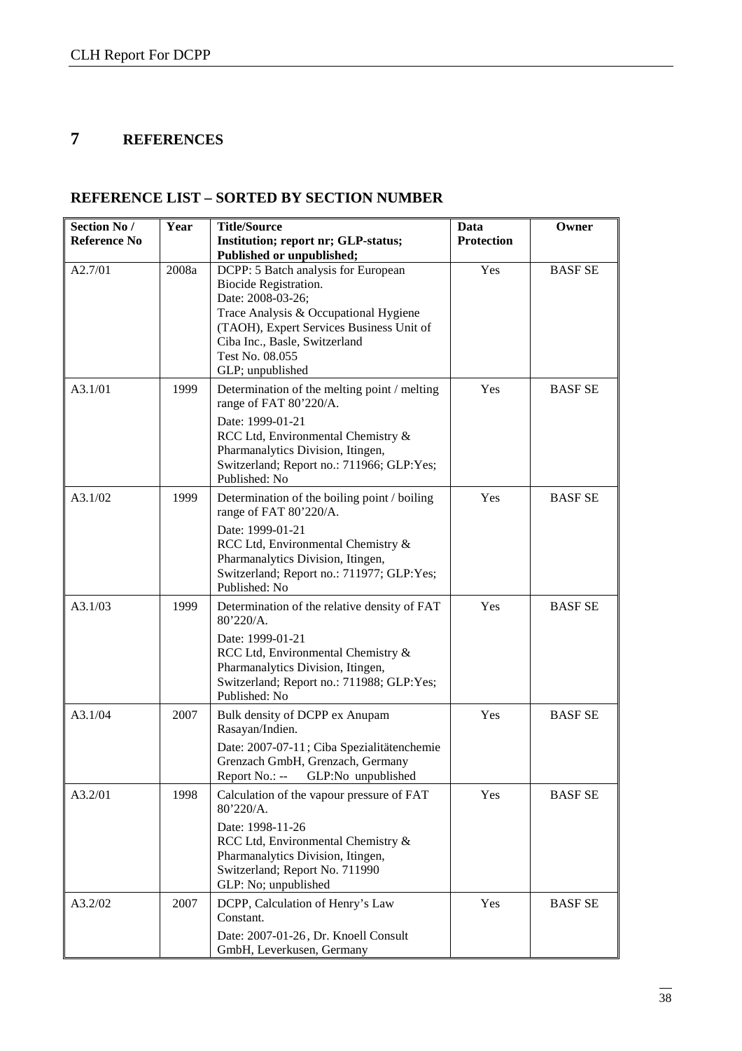# 7 REFERENCES

## REFERENCE LIST – SORTED BY SECTION NUMBER

| Section No / Reference No | Year | Title/Source Institution; report nr; GLP-status; Published or unpublished; | Data Protection | Owner |
|---|---|---|---|---|
| A2.7/01 | 2008a | DCPP: 5 Batch analysis for European Biocide Registration. Date: 2008-03-26; Trace Analysis & Occupational Hygiene (TAOH), Expert Services Business Unit of Ciba Inc., Basle, Switzerland Test No. 08.055 GLP; unpublished | Yes | BASF SE |
| A3.1/01 | 1999 | Determination of the melting point / melting range of FAT 80'220/A. Date: 1999-01-21 RCC Ltd, Environmental Chemistry & Pharmanalytics Division, Itingen, Switzerland; Report no.: 711966; GLP:Yes; Published: No | Yes | BASF SE |
| A3.1/02 | 1999 | Determination of the boiling point / boiling range of FAT 80'220/A. Date: 1999-01-21 RCC Ltd, Environmental Chemistry & Pharmanalytics Division, Itingen, Switzerland; Report no.: 711977; GLP:Yes; Published: No | Yes | BASF SE |
| A3.1/03 | 1999 | Determination of the relative density of FAT 80'220/A. Date: 1999-01-21 RCC Ltd, Environmental Chemistry & Pharmanalytics Division, Itingen, Switzerland; Report no.: 711988; GLP:Yes; Published: No | Yes | BASF SE |
| A3.1/04 | 2007 | Bulk density of DCPP ex Anupam Rasayan/Indien. Date: 2007-07-11; Ciba Spezialitätenchemie Grenzach GmbH, Grenzach, Germany Report No.: -- GLP:No unpublished | Yes | BASF SE |
| A3.2/01 | 1998 | Calculation of the vapour pressure of FAT 80'220/A. Date: 1998-11-26 RCC Ltd, Environmental Chemistry & Pharmanalytics Division, Itingen, Switzerland; Report No. 711990 GLP: No; unpublished | Yes | BASF SE |
| A3.2/02 | 2007 | DCPP, Calculation of Henry's Law Constant. Date: 2007-01-26, Dr. Knoell Consult GmbH, Leverkusen, Germany | Yes | BASF SE |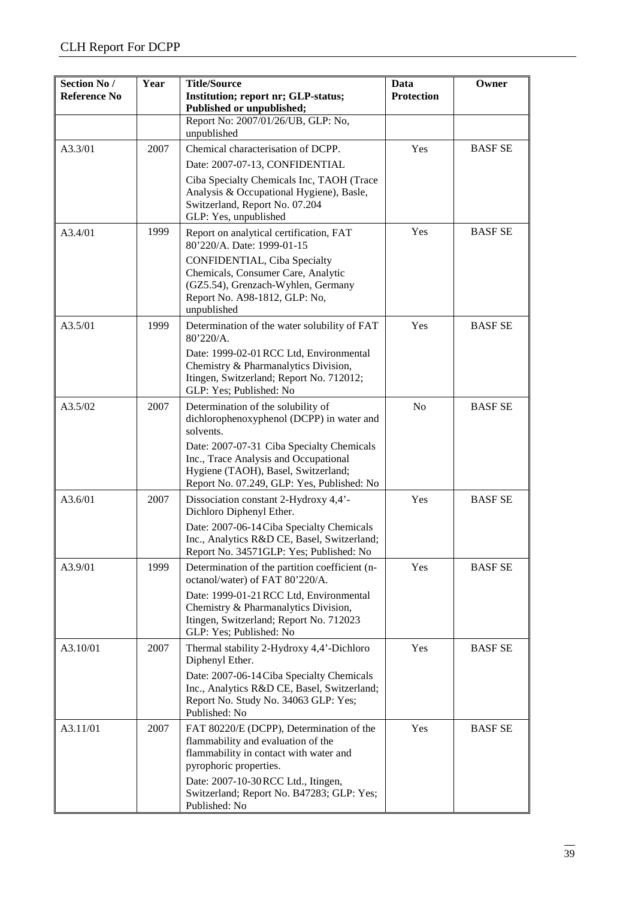| Section No / Reference No | Year | Title/Source Institution; report nr; GLP-status; Published or unpublished; | Data Protection | Owner |
|---|---|---|---|---|
| | | Report No: 2007/01/26/UB, GLP: No, unpublished | | |
| A3.3/01 | 2007 | Chemical characterisation of DCPP. Date: 2007-07-13, CONFIDENTIAL Ciba Specialty Chemicals Inc, TAOH (Trace Analysis & Occupational Hygiene), Basle, Switzerland, Report No. 07.204 GLP: Yes, unpublished | Yes | BASF SE |
| A3.4/01 | 1999 | Report on analytical certification, FAT 80'220/A. Date: 1999-01-15 CONFIDENTIAL, Ciba Specialty Chemicals, Consumer Care, Analytic (GZ5.54), Grenzach-Wyhlen, Germany Report No. A98-1812, GLP: No, unpublished | Yes | BASF SE |
| A3.5/01 | 1999 | Determination of the water solubility of FAT 80'220/A. Date: 1999-02-01 RCC Ltd, Environmental Chemistry & Pharmanalytics Division, Itingen, Switzerland; Report No. 712012; GLP: Yes; Published: No | Yes | BASF SE |
| A3.5/02 | 2007 | Determination of the solubility of dichlorophenoxyphenol (DCPP) in water and solvents. Date: 2007-07-31 Ciba Specialty Chemicals Inc., Trace Analysis and Occupational Hygiene (TAOH), Basel, Switzerland; Report No. 07.249, GLP: Yes, Published: No | No | BASF SE |
| A3.6/01 | 2007 | Dissociation constant 2-Hydroxy 4,4'-Dichloro Diphenyl Ether. Date: 2007-06-14 Ciba Specialty Chemicals Inc., Analytics R&D CE, Basel, Switzerland; Report No. 34571GLP: Yes; Published: No | Yes | BASF SE |
| A3.9/01 | 1999 | Determination of the partition coefficient (n-octanol/water) of FAT 80'220/A. Date: 1999-01-21 RCC Ltd, Environmental Chemistry & Pharmanalytics Division, Itingen, Switzerland; Report No. 712023 GLP: Yes; Published: No | Yes | BASF SE |
| A3.10/01 | 2007 | Thermal stability 2-Hydroxy 4,4'-Dichloro Diphenyl Ether. Date: 2007-06-14 Ciba Specialty Chemicals Inc., Analytics R&D CE, Basel, Switzerland; Report No. Study No. 34063 GLP: Yes; Published: No | Yes | BASF SE |
| A3.11/01 | 2007 | FAT 80220/E (DCPP), Determination of the flammability and evaluation of the flammability in contact with water and pyrophoric properties. Date: 2007-10-30 RCC Ltd., Itingen, Switzerland; Report No. B47283; GLP: Yes; Published: No | Yes | BASF SE |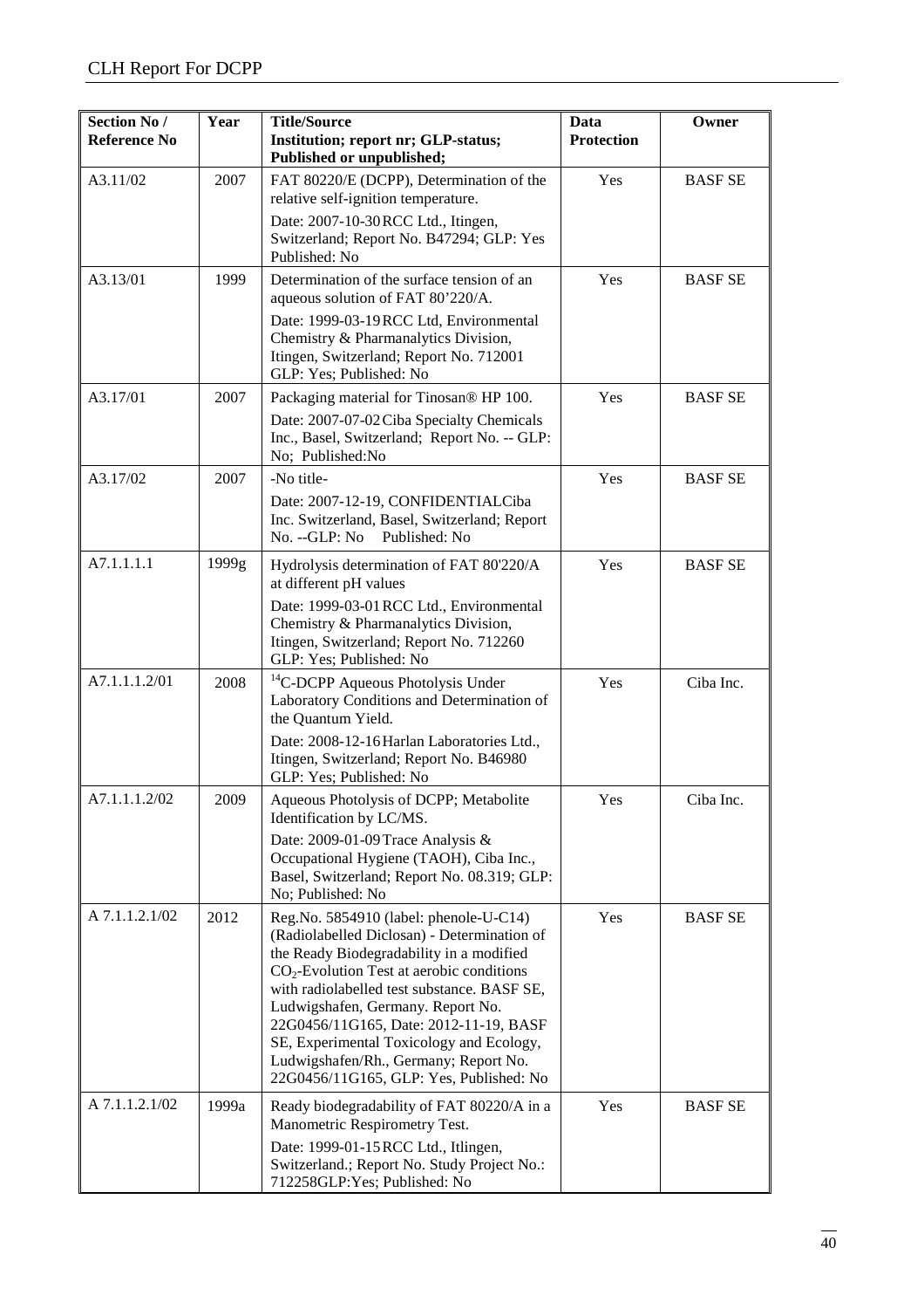| Section No / Reference No | Year | Title/Source Institution; report nr; GLP-status; Published or unpublished; | Data Protection | Owner |
|---|---|---|---|---|
| A3.11/02 | 2007 | FAT 80220/E (DCPP), Determination of the relative self-ignition temperature. Date: 2007-10-30 RCC Ltd., Itingen, Switzerland; Report No. B47294; GLP: Yes Published: No | Yes | BASF SE |
| A3.13/01 | 1999 | Determination of the surface tension of an aqueous solution of FAT 80'220/A. Date: 1999-03-19 RCC Ltd, Environmental Chemistry & Pharmanalytics Division, Itingen, Switzerland; Report No. 712001 GLP: Yes; Published: No | Yes | BASF SE |
| A3.17/01 | 2007 | Packaging material for Tinosan® HP 100. Date: 2007-07-02 Ciba Specialty Chemicals Inc., Basel, Switzerland; Report No. -- GLP: No; Published:No | Yes | BASF SE |
| A3.17/02 | 2007 | -No title- Date: 2007-12-19, CONFIDENTIALCiba Inc. Switzerland, Basel, Switzerland; Report No. --GLP: No Published: No | Yes | BASF SE |
| A7.1.1.1.1 | 1999g | Hydrolysis determination of FAT 80'220/A at different pH values Date: 1999-03-01 RCC Ltd., Environmental Chemistry & Pharmanalytics Division, Itingen, Switzerland; Report No. 712260 GLP: Yes; Published: No | Yes | BASF SE |
| A7.1.1.1.2/01 | 2008 | $^{14}$C-DCPP Aqueous Photolysis Under Laboratory Conditions and Determination of the Quantum Yield. Date: 2008-12-16 Harlan Laboratories Ltd., Itingen, Switzerland; Report No. B46980 GLP: Yes; Published: No | Yes | Ciba Inc. |
| A7.1.1.1.2/02 | 2009 | Aqueous Photolysis of DCPP; Metabolite Identification by LC/MS. Date: 2009-01-09 Trace Analysis & Occupational Hygiene (TAOH), Ciba Inc., Basel, Switzerland; Report No. 08.319; GLP: No; Published: No | Yes | Ciba Inc. |
| A 7.1.1.2.1/02 | 2012 | Reg.No. 5854910 (label: phenole-U-C14) (Radiolabelled Diclosan) - Determination of the Ready Biodegradability in a modified $CO_2$-Evolution Test at aerobic conditions with radiolabelled test substance. BASF SE, Ludwigshafen, Germany. Report No. 22G0456/11G165, Date: 2012-11-19, BASF SE, Experimental Toxicology and Ecology, Ludwigshafen/Rh., Germany; Report No. 22G0456/11G165, GLP: Yes, Published: No | Yes | BASF SE |
| A 7.1.1.2.1/02 | 1999a | Ready biodegradability of FAT 80220/A in a Manometric Respirometry Test. Date: 1999-01-15 RCC Ltd., Itlingen, Switzerland.; Report No. Study Project No.: 712258GLP:Yes; Published: No | Yes | BASF SE |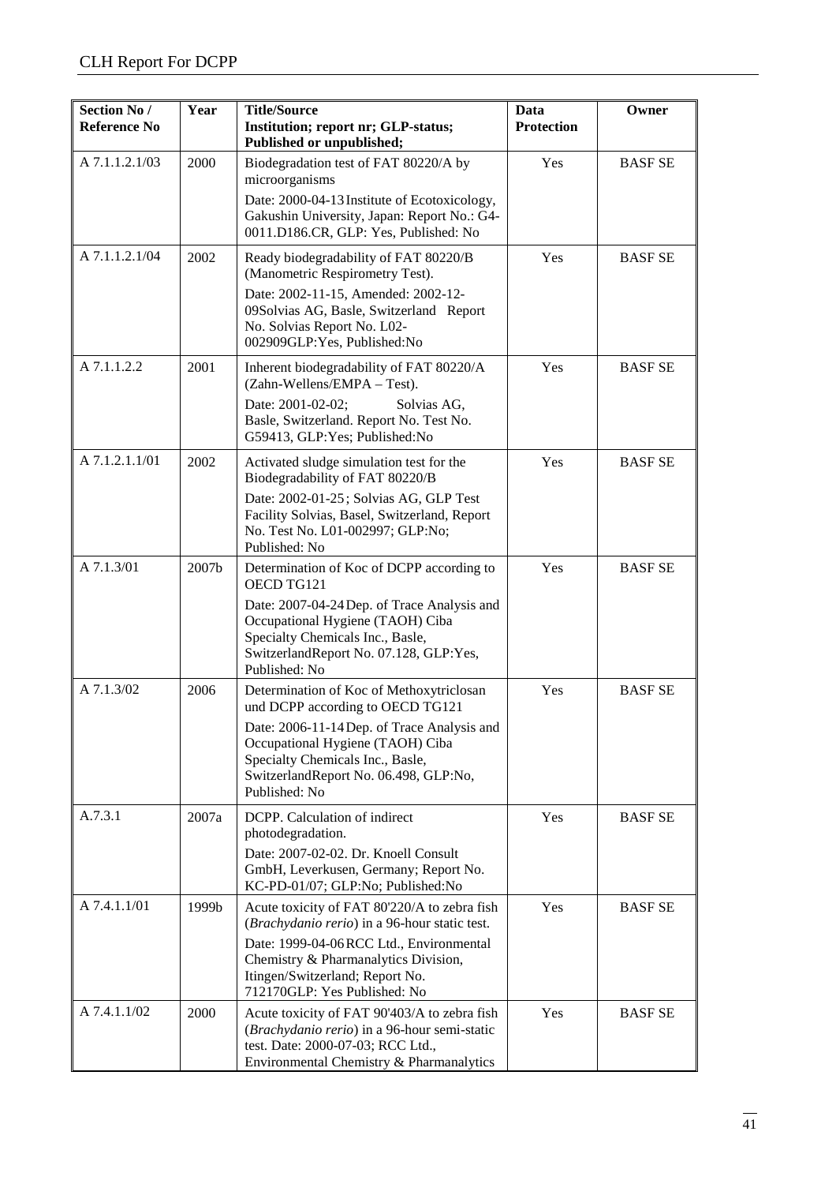| Section No / Reference No | Year | Title/Source Institution; report nr; GLP-status; Published or unpublished; | Data Protection | Owner |
|---|---|---|---|---|
| A 7.1.1.2.1/03 | 2000 | Biodegradation test of FAT 80220/A by microorganisms<br>Date: 2000-04-13 Institute of Ecotoxicology, Gakushin University, Japan: Report No.: G4-0011.D186.CR, GLP: Yes, Published: No | Yes | BASF SE |
| A 7.1.1.2.1/04 | 2002 | Ready biodegradability of FAT 80220/B (Manometric Respirometry Test).<br>Date: 2002-11-15, Amended: 2002-12-09Solvias AG, Basle, Switzerland Report No. Solvias Report No. L02-002909GLP:Yes, Published:No | Yes | BASF SE |
| A 7.1.1.2.2 | 2001 | Inherent biodegradability of FAT 80220/A (Zahn-Wellens/EMPA – Test).<br>Date: 2001-02-02; Solvias AG, Basle, Switzerland. Report No. Test No. G59413, GLP:Yes; Published:No | Yes | BASF SE |
| A 7.1.2.1.1/01 | 2002 | Activated sludge simulation test for the Biodegradability of FAT 80220/B<br>Date: 2002-01-25; Solvias AG, GLP Test Facility Solvias, Basel, Switzerland, Report No. Test No. L01-002997; GLP:No; Published: No | Yes | BASF SE |
| A 7.1.3/01 | 2007b | Determination of Koc of DCPP according to OECD TG121<br>Date: 2007-04-24 Dep. of Trace Analysis and Occupational Hygiene (TAOH) Ciba Specialty Chemicals Inc., Basle, SwitzerlandReport No. 07.128, GLP:Yes, Published: No | Yes | BASF SE |
| A 7.1.3/02 | 2006 | Determination of Koc of Methoxytriclosan und DCPP according to OECD TG121<br>Date: 2006-11-14 Dep. of Trace Analysis and Occupational Hygiene (TAOH) Ciba Specialty Chemicals Inc., Basle, SwitzerlandReport No. 06.498, GLP:No, Published: No | Yes | BASF SE |
| A.7.3.1 | 2007a | DCPP. Calculation of indirect photodegradation.<br>Date: 2007-02-02. Dr. Knoell Consult GmbH, Leverkusen, Germany; Report No. KC-PD-01/07; GLP:No; Published:No | Yes | BASF SE |
| A 7.4.1.1/01 | 1999b | Acute toxicity of FAT 80'220/A to zebra fish (*Brachydanio rerio*) in a 96-hour static test.<br>Date: 1999-04-06 RCC Ltd., Environmental Chemistry & Pharmanalytics Division, Itingen/Switzerland; Report No. 712170GLP: Yes Published: No | Yes | BASF SE |
| A 7.4.1.1/02 | 2000 | Acute toxicity of FAT 90'403/A to zebra fish (*Brachydanio rerio*) in a 96-hour semi-static test. Date: 2000-07-03; RCC Ltd., Environmental Chemistry & Pharmanalytics | Yes | BASF SE |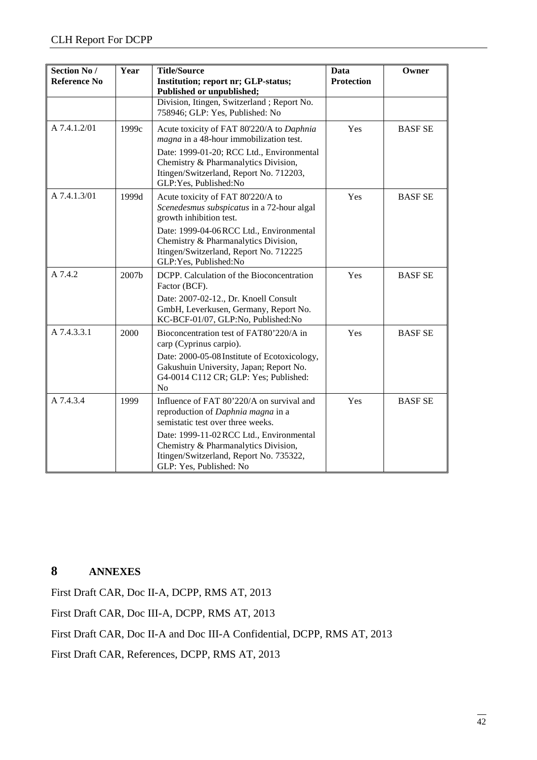| Section No / Reference No | Year | Title/Source Institution; report nr; GLP-status; Published or unpublished; | Data Protection | Owner |
|---|---|---|---|---|
| | | Division, Itingen, Switzerland ; Report No. 758946; GLP: Yes, Published: No | | |
| A 7.4.1.2/01 | 1999c | Acute toxicity of FAT 80'220/A to *Daphnia magna* in a 48-hour immobilization test.<br>Date: 1999-01-20; RCC Ltd., Environmental Chemistry & Pharmanalytics Division, Itingen/Switzerland, Report No. 712203, GLP:Yes, Published:No | Yes | BASF SE |
| A 7.4.1.3/01 | 1999d | Acute toxicity of FAT 80'220/A to *Scenedesmus subspicatus* in a 72-hour algal growth inhibition test.<br>Date: 1999-04-06 RCC Ltd., Environmental Chemistry & Pharmanalytics Division, Itingen/Switzerland, Report No. 712225 GLP:Yes, Published:No | Yes | BASF SE |
| A 7.4.2 | 2007b | DCPP. Calculation of the Bioconcentration Factor (BCF).<br>Date: 2007-02-12., Dr. Knoell Consult GmbH, Leverkusen, Germany, Report No. KC-BCF-01/07, GLP:No, Published:No | Yes | BASF SE |
| A 7.4.3.3.1 | 2000 | Bioconcentration test of FAT80'220/A in carp (Cyprinus carpio).<br>Date: 2000-05-08 Institute of Ecotoxicology, Gakushuin University, Japan; Report No. G4-0014 C112 CR; GLP: Yes; Published: No | Yes | BASF SE |
| A 7.4.3.4 | 1999 | Influence of FAT 80'220/A on survival and reproduction of *Daphnia magna* in a semistatic test over three weeks.<br>Date: 1999-11-02 RCC Ltd., Environmental Chemistry & Pharmanalytics Division, Itingen/Switzerland, Report No. 735322, GLP: Yes, Published: No | Yes | BASF SE |

# 8 ANNEXES

First Draft CAR, Doc II-A, DCPP, RMS AT, 2013

First Draft CAR, Doc III-A, DCPP, RMS AT, 2013

First Draft CAR, Doc II-A and Doc III-A Confidential, DCPP, RMS AT, 2013

First Draft CAR, References, DCPP, RMS AT, 2013